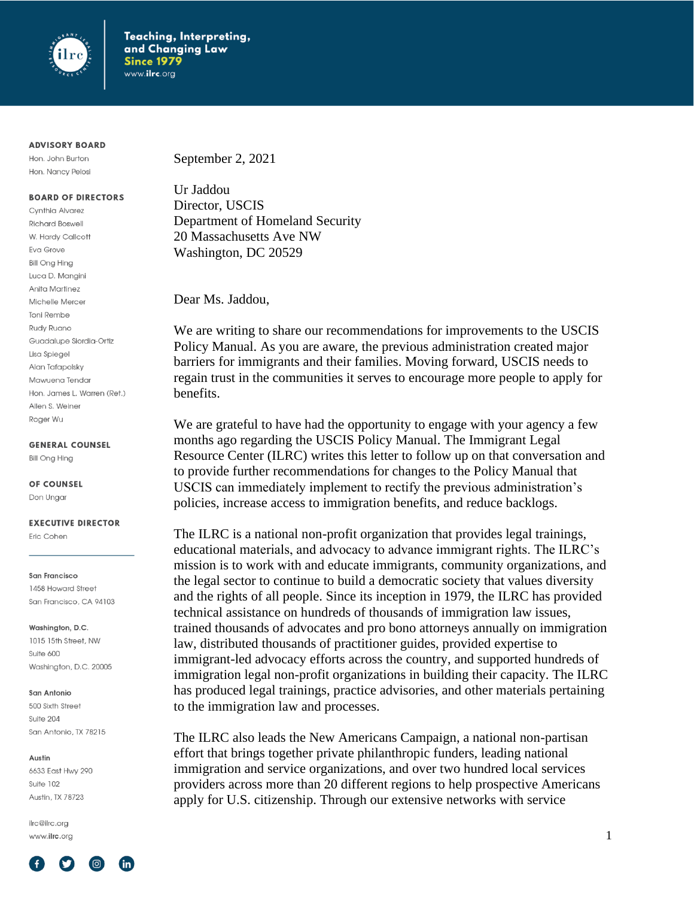Teaching, Interpreting, and Changing Law
Since 1979
www.ilrc.org

**ADVISORY BOARD**
Hon. John Burton
Hon. Nancy Pelosi

**BOARD OF DIRECTORS**
Cynthia Alvarez
Richard Boswell
W. Hardy Callcott
Eva Grove
Bill Ong Hing
Luca D. Mangini
Anita Martinez
Michelle Mercer
Toni Rembe
Rudy Ruano
Guadalupe Siordia-Ortiz
Lisa Spiegel
Alan Tafapolsky
Mawuena Tendar
Hon. James L. Warren (Ret.)
Allen S. Weiner
Roger Wu

**GENERAL COUNSEL**
Bill Ong Hing

**OF COUNSEL**
Don Ungar

**EXECUTIVE DIRECTOR**
Eric Cohen

**San Francisco**
1458 Howard Street
San Francisco, CA 94103

**Washington, D.C.**
1015 15th Street, NW
Suite 600
Washington, D.C. 20005

**San Antonio**
500 Sixth Street
Suite 204
San Antonio, TX 78215

**Austin**
6633 East Hwy 290
Suite 102
Austin, TX 78723

ilrc@ilrc.org
www.ilrc.org

September 2, 2021

Ur Jaddou
Director, USCIS
Department of Homeland Security
20 Massachusetts Ave NW
Washington, DC 20529

Dear Ms. Jaddou,

We are writing to share our recommendations for improvements to the USCIS Policy Manual. As you are aware, the previous administration created major barriers for immigrants and their families. Moving forward, USCIS needs to regain trust in the communities it serves to encourage more people to apply for benefits.

We are grateful to have had the opportunity to engage with your agency a few months ago regarding the USCIS Policy Manual. The Immigrant Legal Resource Center (ILRC) writes this letter to follow up on that conversation and to provide further recommendations for changes to the Policy Manual that USCIS can immediately implement to rectify the previous administration's policies, increase access to immigration benefits, and reduce backlogs.

The ILRC is a national non-profit organization that provides legal trainings, educational materials, and advocacy to advance immigrant rights. The ILRC's mission is to work with and educate immigrants, community organizations, and the legal sector to continue to build a democratic society that values diversity and the rights of all people. Since its inception in 1979, the ILRC has provided technical assistance on hundreds of thousands of immigration law issues, trained thousands of advocates and pro bono attorneys annually on immigration law, distributed thousands of practitioner guides, provided expertise to immigrant-led advocacy efforts across the country, and supported hundreds of immigration legal non-profit organizations in building their capacity. The ILRC has produced legal trainings, practice advisories, and other materials pertaining to the immigration law and processes.

The ILRC also leads the New Americans Campaign, a national non-partisan effort that brings together private philanthropic funders, leading national immigration and service organizations, and over two hundred local services providers across more than 20 different regions to help prospective Americans apply for U.S. citizenship. Through our extensive networks with service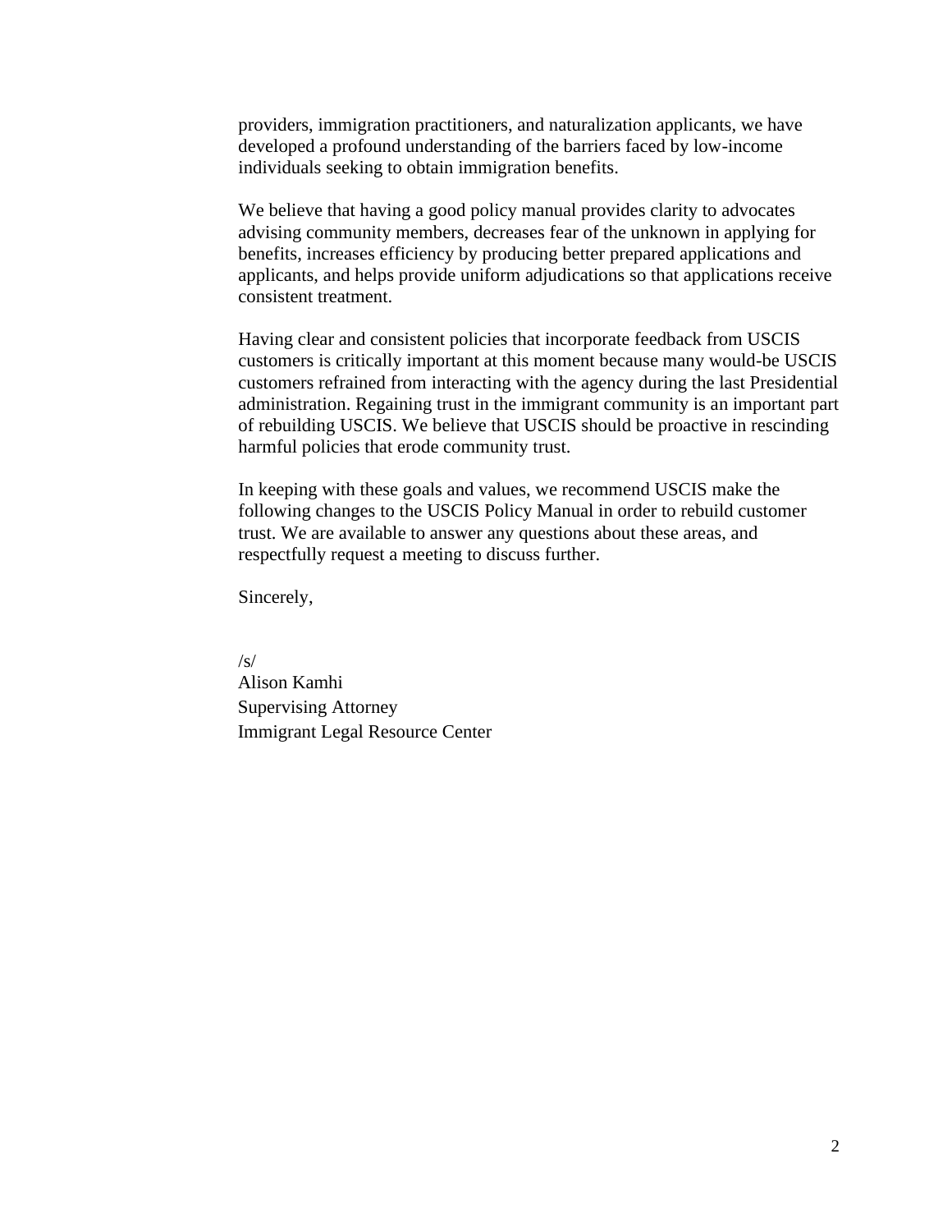providers, immigration practitioners, and naturalization applicants, we have developed a profound understanding of the barriers faced by low-income individuals seeking to obtain immigration benefits.

We believe that having a good policy manual provides clarity to advocates advising community members, decreases fear of the unknown in applying for benefits, increases efficiency by producing better prepared applications and applicants, and helps provide uniform adjudications so that applications receive consistent treatment.

Having clear and consistent policies that incorporate feedback from USCIS customers is critically important at this moment because many would-be USCIS customers refrained from interacting with the agency during the last Presidential administration. Regaining trust in the immigrant community is an important part of rebuilding USCIS. We believe that USCIS should be proactive in rescinding harmful policies that erode community trust.

In keeping with these goals and values, we recommend USCIS make the following changes to the USCIS Policy Manual in order to rebuild customer trust. We are available to answer any questions about these areas, and respectfully request a meeting to discuss further.

Sincerely,

/s/
Alison Kamhi
Supervising Attorney
Immigrant Legal Resource Center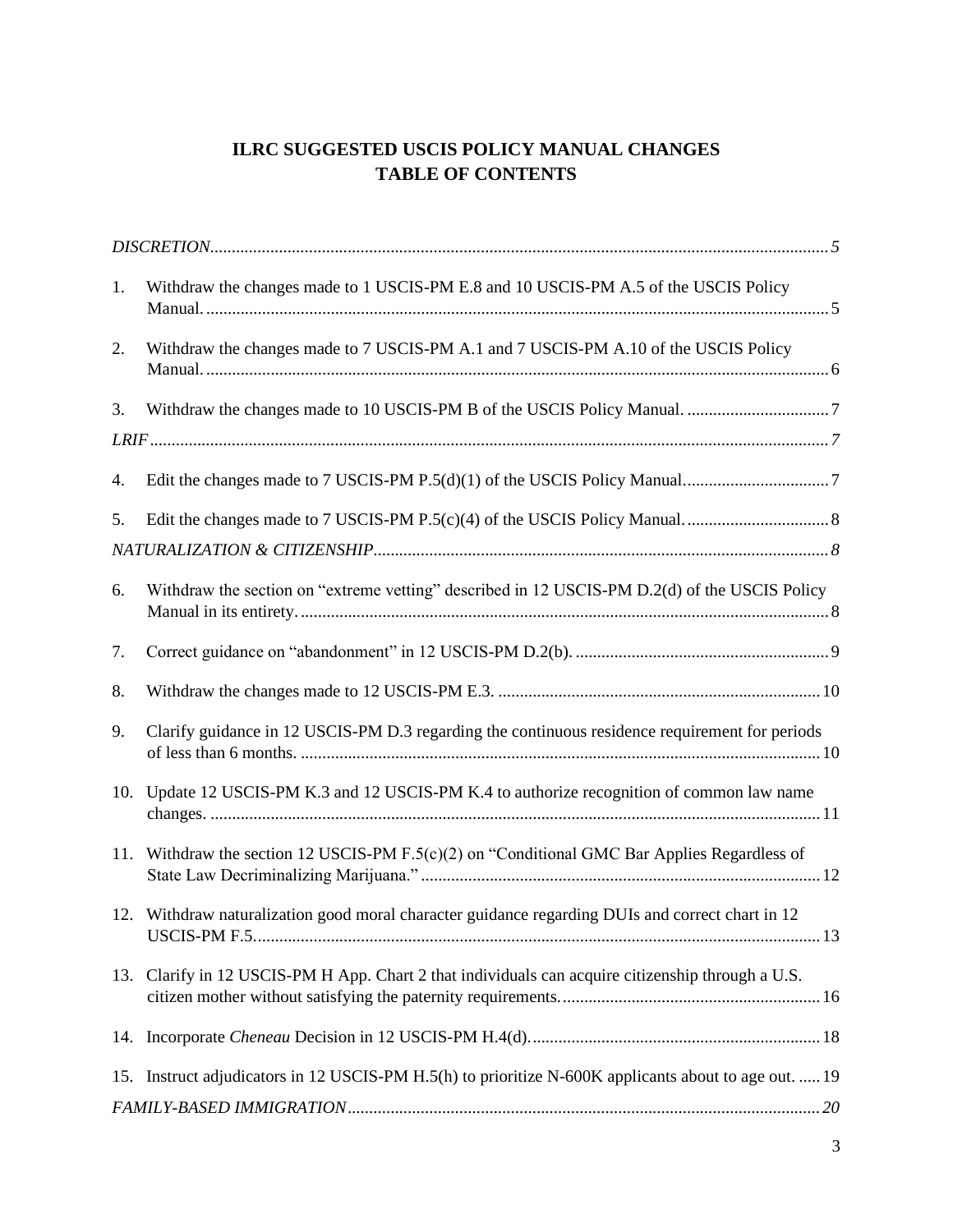# ILRC SUGGESTED USCIS POLICY MANUAL CHANGES
# TABLE OF CONTENTS

*DISCRETION* ..... *5*

1. Withdraw the changes made to 1 USCIS-PM E.8 and 10 USCIS-PM A.5 of the USCIS Policy Manual. ..... 5

2. Withdraw the changes made to 7 USCIS-PM A.1 and 7 USCIS-PM A.10 of the USCIS Policy Manual. ..... 6

3. Withdraw the changes made to 10 USCIS-PM B of the USCIS Policy Manual. ..... 7

*LRIF* ..... *7*

4. Edit the changes made to 7 USCIS-PM P.5(d)(1) of the USCIS Policy Manual. ..... 7

5. Edit the changes made to 7 USCIS-PM P.5(c)(4) of the USCIS Policy Manual. ..... 8

*NATURALIZATION & CITIZENSHIP* ..... *8*

6. Withdraw the section on "extreme vetting" described in 12 USCIS-PM D.2(d) of the USCIS Policy Manual in its entirety. ..... 8

7. Correct guidance on "abandonment" in 12 USCIS-PM D.2(b). ..... 9

8. Withdraw the changes made to 12 USCIS-PM E.3. ..... 10

9. Clarify guidance in 12 USCIS-PM D.3 regarding the continuous residence requirement for periods of less than 6 months. ..... 10

10. Update 12 USCIS-PM K.3 and 12 USCIS-PM K.4 to authorize recognition of common law name changes. ..... 11

11. Withdraw the section 12 USCIS-PM F.5(c)(2) on "Conditional GMC Bar Applies Regardless of State Law Decriminalizing Marijuana." ..... 12

12. Withdraw naturalization good moral character guidance regarding DUIs and correct chart in 12 USCIS-PM F.5. ..... 13

13. Clarify in 12 USCIS-PM H App. Chart 2 that individuals can acquire citizenship through a U.S. citizen mother without satisfying the paternity requirements. ..... 16

14. Incorporate *Cheneau* Decision in 12 USCIS-PM H.4(d). ..... 18

15. Instruct adjudicators in 12 USCIS-PM H.5(h) to prioritize N-600K applicants about to age out. ..... 19

*FAMILY-BASED IMMIGRATION* ..... *20*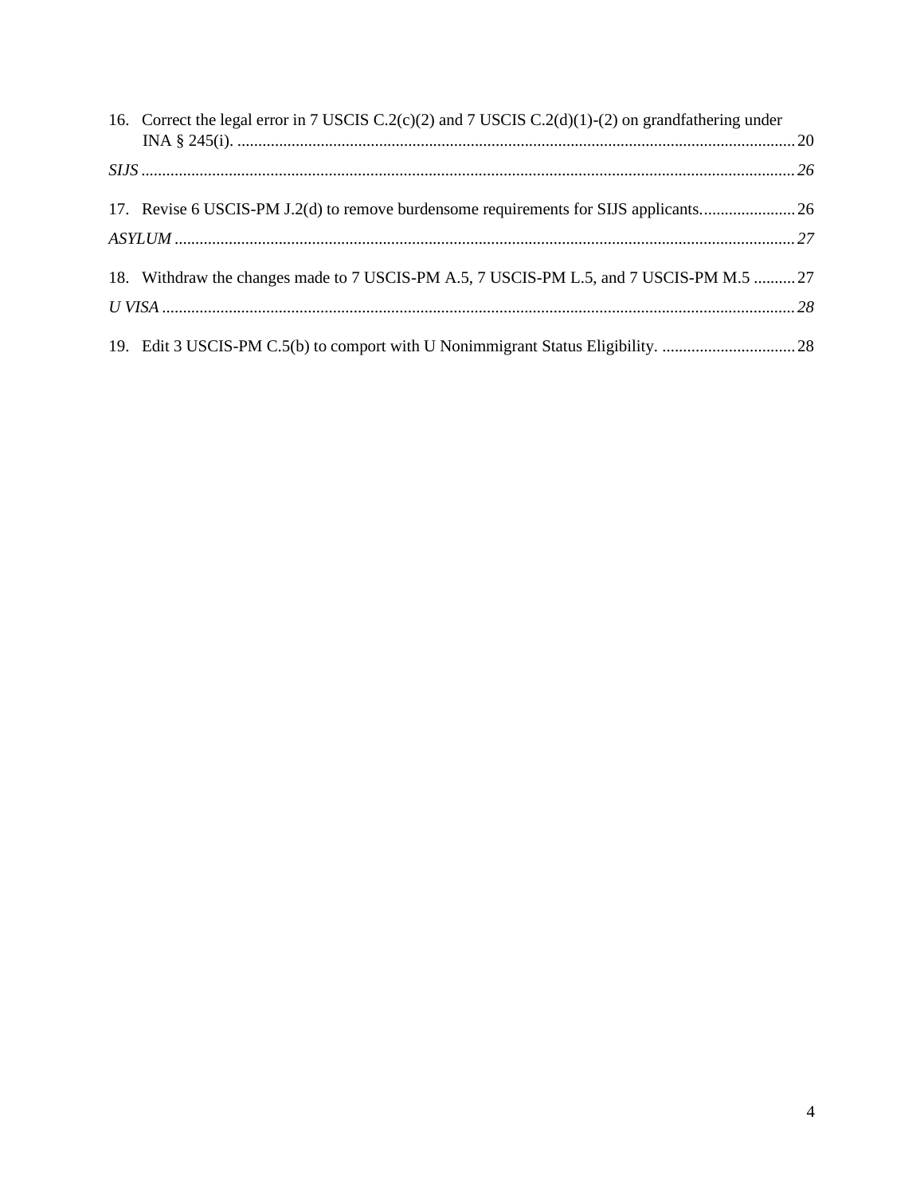16. Correct the legal error in 7 USCIS C.2(c)(2) and 7 USCIS C.2(d)(1)-(2) on grandfathering under INA § 245(i). .......... 20

*SIJS* .......... *26*

17. Revise 6 USCIS-PM J.2(d) to remove burdensome requirements for SIJS applicants. .......... 26

*ASYLUM* .......... *27*

18. Withdraw the changes made to 7 USCIS-PM A.5, 7 USCIS-PM L.5, and 7 USCIS-PM M.5 .......... 27

*U VISA* .......... *28*

19. Edit 3 USCIS-PM C.5(b) to comport with U Nonimmigrant Status Eligibility. .......... 28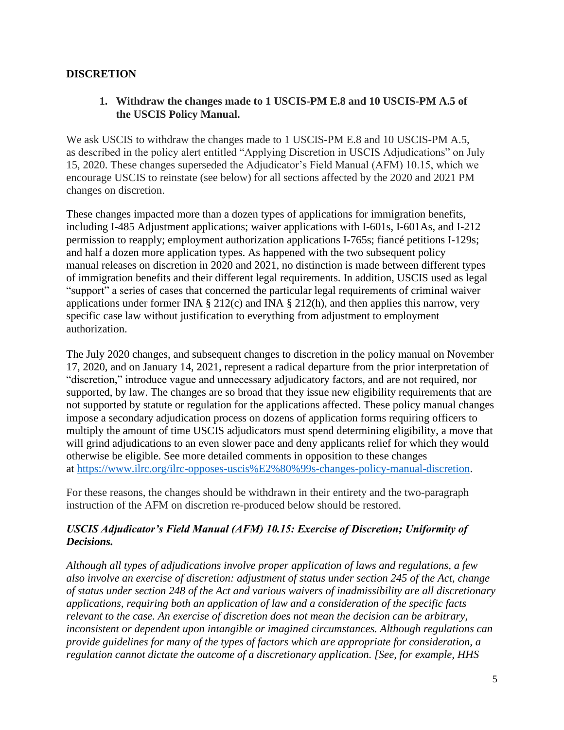## DISCRETION

### 1. Withdraw the changes made to 1 USCIS-PM E.8 and 10 USCIS-PM A.5 of the USCIS Policy Manual.

We ask USCIS to withdraw the changes made to 1 USCIS-PM E.8 and 10 USCIS-PM A.5, as described in the policy alert entitled "Applying Discretion in USCIS Adjudications" on July 15, 2020. These changes superseded the Adjudicator's Field Manual (AFM) 10.15, which we encourage USCIS to reinstate (see below) for all sections affected by the 2020 and 2021 PM changes on discretion.

These changes impacted more than a dozen types of applications for immigration benefits, including I-485 Adjustment applications; waiver applications with I-601s, I-601As, and I-212 permission to reapply; employment authorization applications I-765s; fiancé petitions I-129s; and half a dozen more application types. As happened with the two subsequent policy manual releases on discretion in 2020 and 2021, no distinction is made between different types of immigration benefits and their different legal requirements. In addition, USCIS used as legal "support" a series of cases that concerned the particular legal requirements of criminal waiver applications under former INA § 212(c) and INA § 212(h), and then applies this narrow, very specific case law without justification to everything from adjustment to employment authorization.

The July 2020 changes, and subsequent changes to discretion in the policy manual on November 17, 2020, and on January 14, 2021, represent a radical departure from the prior interpretation of "discretion," introduce vague and unnecessary adjudicatory factors, and are not required, nor supported, by law. The changes are so broad that they issue new eligibility requirements that are not supported by statute or regulation for the applications affected. These policy manual changes impose a secondary adjudication process on dozens of application forms requiring officers to multiply the amount of time USCIS adjudicators must spend determining eligibility, a move that will grind adjudications to an even slower pace and deny applicants relief for which they would otherwise be eligible. See more detailed comments in opposition to these changes at [https://www.ilrc.org/ilrc-opposes-uscis%E2%80%99s-changes-policy-manual-discretion](https://www.ilrc.org/ilrc-opposes-uscis%E2%80%99s-changes-policy-manual-discretion).

For these reasons, the changes should be withdrawn in their entirety and the two-paragraph instruction of the AFM on discretion re-produced below should be restored.

***USCIS Adjudicator's Field Manual (AFM) 10.15: Exercise of Discretion; Uniformity of Decisions.***

*Although all types of adjudications involve proper application of laws and regulations, a few also involve an exercise of discretion: adjustment of status under section 245 of the Act, change of status under section 248 of the Act and various waivers of inadmissibility are all discretionary applications, requiring both an application of law and a consideration of the specific facts relevant to the case. An exercise of discretion does not mean the decision can be arbitrary, inconsistent or dependent upon intangible or imagined circumstances. Although regulations can provide guidelines for many of the types of factors which are appropriate for consideration, a regulation cannot dictate the outcome of a discretionary application. [See, for example, HHS*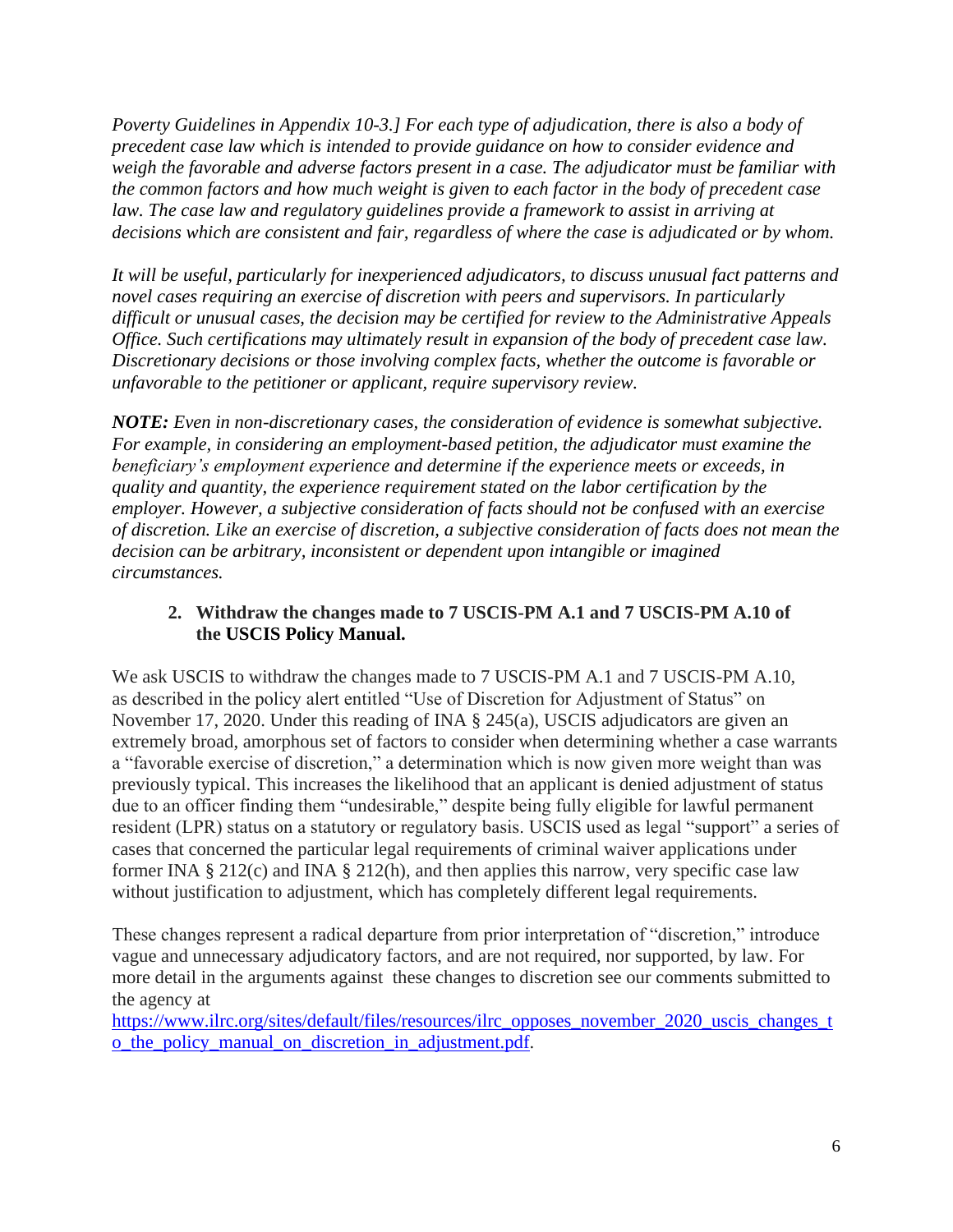*Poverty Guidelines in Appendix 10-3.] For each type of adjudication, there is also a body of precedent case law which is intended to provide guidance on how to consider evidence and weigh the favorable and adverse factors present in a case. The adjudicator must be familiar with the common factors and how much weight is given to each factor in the body of precedent case law. The case law and regulatory guidelines provide a framework to assist in arriving at decisions which are consistent and fair, regardless of where the case is adjudicated or by whom.*

*It will be useful, particularly for inexperienced adjudicators, to discuss unusual fact patterns and novel cases requiring an exercise of discretion with peers and supervisors. In particularly difficult or unusual cases, the decision may be certified for review to the Administrative Appeals Office. Such certifications may ultimately result in expansion of the body of precedent case law. Discretionary decisions or those involving complex facts, whether the outcome is favorable or unfavorable to the petitioner or applicant, require supervisory review.*

***NOTE:** Even in non-discretionary cases, the consideration of evidence is somewhat subjective. For example, in considering an employment-based petition, the adjudicator must examine the beneficiary's employment experience and determine if the experience meets or exceeds, in quality and quantity, the experience requirement stated on the labor certification by the employer. However, a subjective consideration of facts should not be confused with an exercise of discretion. Like an exercise of discretion, a subjective consideration of facts does not mean the decision can be arbitrary, inconsistent or dependent upon intangible or imagined circumstances.*

**2. Withdraw the changes made to 7 USCIS-PM A.1 and 7 USCIS-PM A.10 of the USCIS Policy Manual.**

We ask USCIS to withdraw the changes made to 7 USCIS-PM A.1 and 7 USCIS-PM A.10, as described in the policy alert entitled "Use of Discretion for Adjustment of Status" on November 17, 2020. Under this reading of INA § 245(a), USCIS adjudicators are given an extremely broad, amorphous set of factors to consider when determining whether a case warrants a "favorable exercise of discretion," a determination which is now given more weight than was previously typical. This increases the likelihood that an applicant is denied adjustment of status due to an officer finding them "undesirable," despite being fully eligible for lawful permanent resident (LPR) status on a statutory or regulatory basis. USCIS used as legal "support" a series of cases that concerned the particular legal requirements of criminal waiver applications under former INA § 212(c) and INA § 212(h), and then applies this narrow, very specific case law without justification to adjustment, which has completely different legal requirements.

These changes represent a radical departure from prior interpretation of "discretion," introduce vague and unnecessary adjudicatory factors, and are not required, nor supported, by law. For more detail in the arguments against these changes to discretion see our comments submitted to the agency at https://www.ilrc.org/sites/default/files/resources/ilrc_opposes_november_2020_uscis_changes_to_the_policy_manual_on_discretion_in_adjustment.pdf.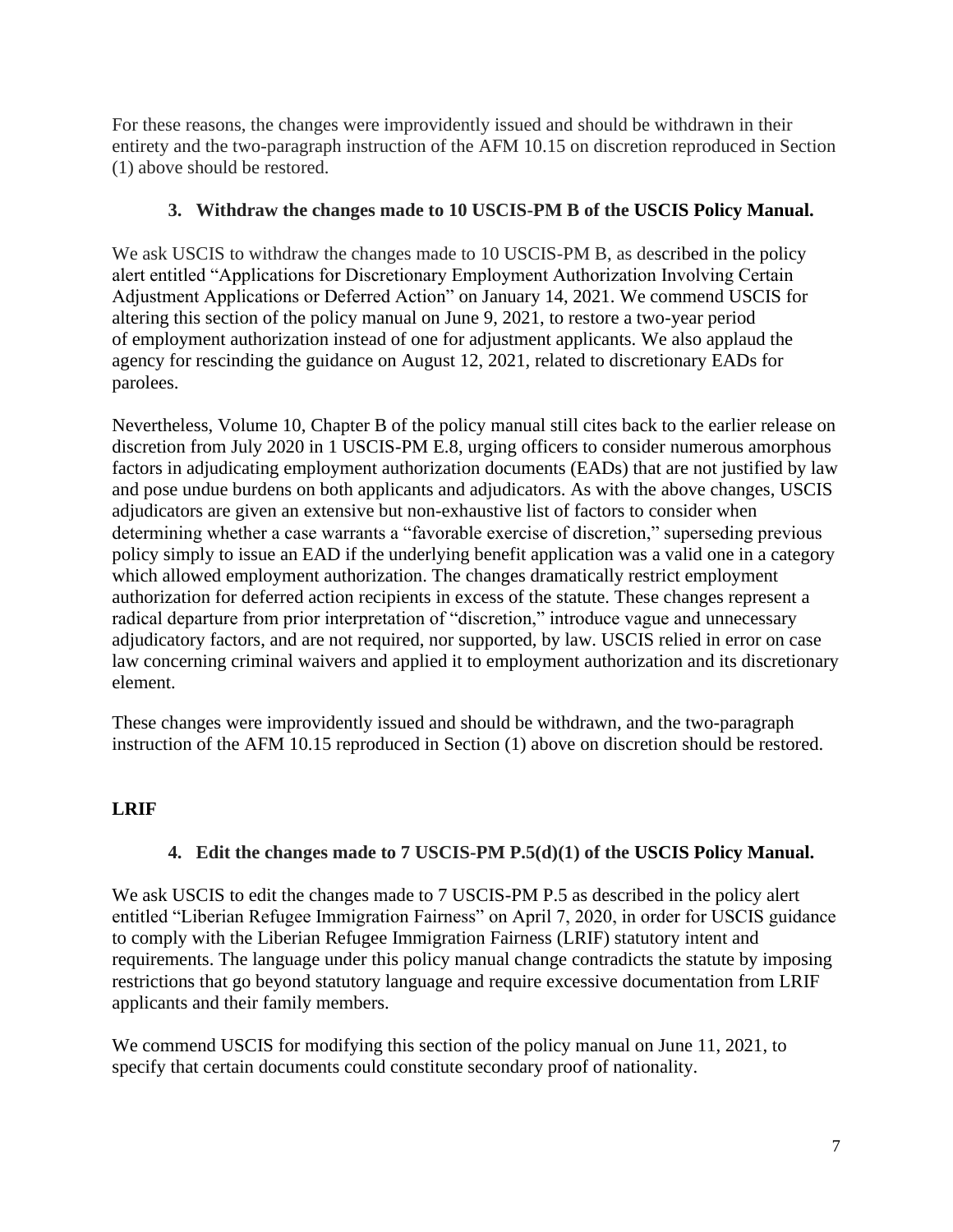For these reasons, the changes were improvidently issued and should be withdrawn in their entirety and the two-paragraph instruction of the AFM 10.15 on discretion reproduced in Section (1) above should be restored.

### 3. Withdraw the changes made to 10 USCIS-PM B of the USCIS Policy Manual.

We ask USCIS to withdraw the changes made to 10 USCIS-PM B, as described in the policy alert entitled "Applications for Discretionary Employment Authorization Involving Certain Adjustment Applications or Deferred Action" on January 14, 2021. We commend USCIS for altering this section of the policy manual on June 9, 2021, to restore a two-year period of employment authorization instead of one for adjustment applicants. We also applaud the agency for rescinding the guidance on August 12, 2021, related to discretionary EADs for parolees.

Nevertheless, Volume 10, Chapter B of the policy manual still cites back to the earlier release on discretion from July 2020 in 1 USCIS-PM E.8, urging officers to consider numerous amorphous factors in adjudicating employment authorization documents (EADs) that are not justified by law and pose undue burdens on both applicants and adjudicators. As with the above changes, USCIS adjudicators are given an extensive but non-exhaustive list of factors to consider when determining whether a case warrants a "favorable exercise of discretion," superseding previous policy simply to issue an EAD if the underlying benefit application was a valid one in a category which allowed employment authorization. The changes dramatically restrict employment authorization for deferred action recipients in excess of the statute. These changes represent a radical departure from prior interpretation of "discretion," introduce vague and unnecessary adjudicatory factors, and are not required, nor supported, by law. USCIS relied in error on case law concerning criminal waivers and applied it to employment authorization and its discretionary element.

These changes were improvidently issued and should be withdrawn, and the two-paragraph instruction of the AFM 10.15 reproduced in Section (1) above on discretion should be restored.

## LRIF

### 4. Edit the changes made to 7 USCIS-PM P.5(d)(1) of the USCIS Policy Manual.

We ask USCIS to edit the changes made to 7 USCIS-PM P.5 as described in the policy alert entitled "Liberian Refugee Immigration Fairness" on April 7, 2020, in order for USCIS guidance to comply with the Liberian Refugee Immigration Fairness (LRIF) statutory intent and requirements. The language under this policy manual change contradicts the statute by imposing restrictions that go beyond statutory language and require excessive documentation from LRIF applicants and their family members.

We commend USCIS for modifying this section of the policy manual on June 11, 2021, to specify that certain documents could constitute secondary proof of nationality.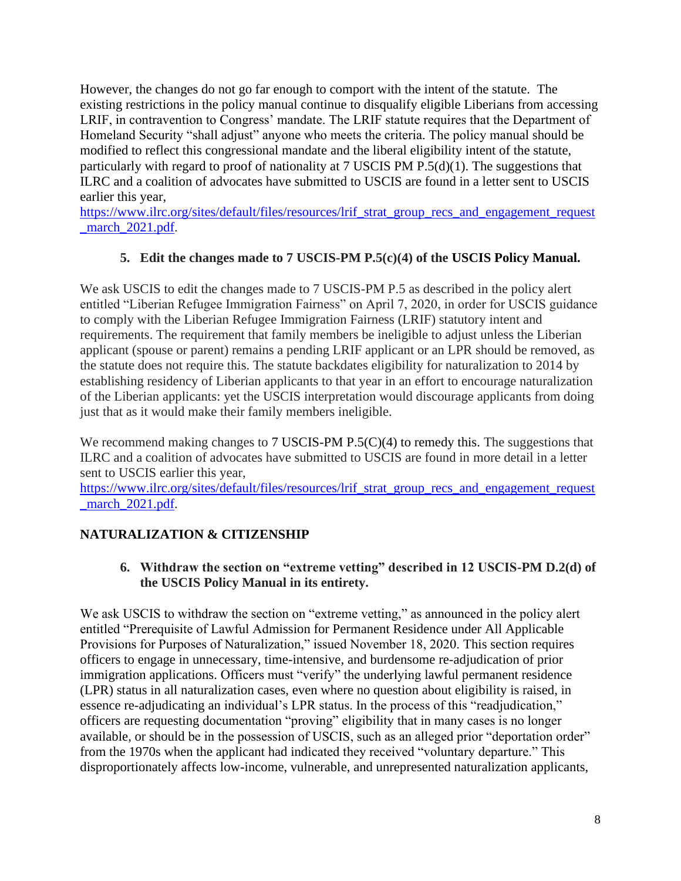However, the changes do not go far enough to comport with the intent of the statute. The existing restrictions in the policy manual continue to disqualify eligible Liberians from accessing LRIF, in contravention to Congress' mandate. The LRIF statute requires that the Department of Homeland Security "shall adjust" anyone who meets the criteria. The policy manual should be modified to reflect this congressional mandate and the liberal eligibility intent of the statute, particularly with regard to proof of nationality at 7 USCIS PM P.5(d)(1). The suggestions that ILRC and a coalition of advocates have submitted to USCIS are found in a letter sent to USCIS earlier this year, [https://www.ilrc.org/sites/default/files/resources/lrif_strat_group_recs_and_engagement_request_march_2021.pdf](https://www.ilrc.org/sites/default/files/resources/lrif_strat_group_recs_and_engagement_request_march_2021.pdf).

### 5. Edit the changes made to 7 USCIS-PM P.5(c)(4) of the USCIS Policy Manual.

We ask USCIS to edit the changes made to 7 USCIS-PM P.5 as described in the policy alert entitled "Liberian Refugee Immigration Fairness" on April 7, 2020, in order for USCIS guidance to comply with the Liberian Refugee Immigration Fairness (LRIF) statutory intent and requirements. The requirement that family members be ineligible to adjust unless the Liberian applicant (spouse or parent) remains a pending LRIF applicant or an LPR should be removed, as the statute does not require this. The statute backdates eligibility for naturalization to 2014 by establishing residency of Liberian applicants to that year in an effort to encourage naturalization of the Liberian applicants: yet the USCIS interpretation would discourage applicants from doing just that as it would make their family members ineligible.

We recommend making changes to 7 USCIS-PM P.5(C)(4) to remedy this. The suggestions that ILRC and a coalition of advocates have submitted to USCIS are found in more detail in a letter sent to USCIS earlier this year, [https://www.ilrc.org/sites/default/files/resources/lrif_strat_group_recs_and_engagement_request_march_2021.pdf](https://www.ilrc.org/sites/default/files/resources/lrif_strat_group_recs_and_engagement_request_march_2021.pdf).

## NATURALIZATION & CITIZENSHIP

### 6. Withdraw the section on "extreme vetting" described in 12 USCIS-PM D.2(d) of the USCIS Policy Manual in its entirety.

We ask USCIS to withdraw the section on "extreme vetting," as announced in the policy alert entitled "Prerequisite of Lawful Admission for Permanent Residence under All Applicable Provisions for Purposes of Naturalization," issued November 18, 2020. This section requires officers to engage in unnecessary, time-intensive, and burdensome re-adjudication of prior immigration applications. Officers must "verify" the underlying lawful permanent residence (LPR) status in all naturalization cases, even where no question about eligibility is raised, in essence re-adjudicating an individual's LPR status. In the process of this "readjudication," officers are requesting documentation "proving" eligibility that in many cases is no longer available, or should be in the possession of USCIS, such as an alleged prior "deportation order" from the 1970s when the applicant had indicated they received "voluntary departure." This disproportionately affects low-income, vulnerable, and unrepresented naturalization applicants,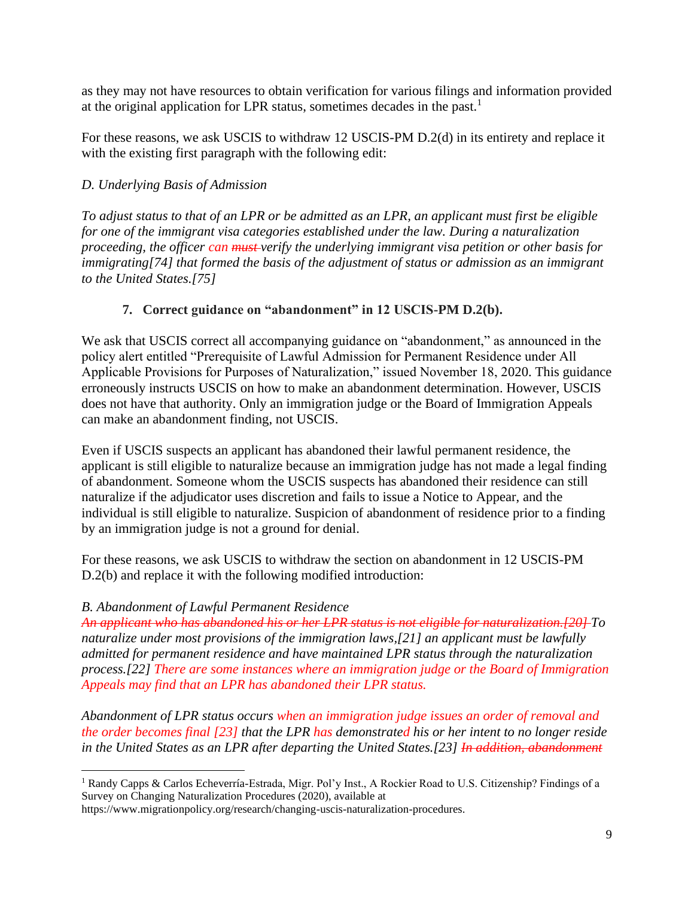as they may not have resources to obtain verification for various filings and information provided at the original application for LPR status, sometimes decades in the past.[1]

For these reasons, we ask USCIS to withdraw 12 USCIS-PM D.2(d) in its entirety and replace it with the existing first paragraph with the following edit:

*D. Underlying Basis of Admission*

*To adjust status to that of an LPR or be admitted as an LPR, an applicant must first be eligible for one of the immigrant visa categories established under the law. During a naturalization proceeding, the officer can ~~must~~ verify the underlying immigrant visa petition or other basis for immigrating[74] that formed the basis of the adjustment of status or admission as an immigrant to the United States.[75]*

### 7. Correct guidance on "abandonment" in 12 USCIS-PM D.2(b).

We ask that USCIS correct all accompanying guidance on "abandonment," as announced in the policy alert entitled "Prerequisite of Lawful Admission for Permanent Residence under All Applicable Provisions for Purposes of Naturalization," issued November 18, 2020. This guidance erroneously instructs USCIS on how to make an abandonment determination. However, USCIS does not have that authority. Only an immigration judge or the Board of Immigration Appeals can make an abandonment finding, not USCIS.

Even if USCIS suspects an applicant has abandoned their lawful permanent residence, the applicant is still eligible to naturalize because an immigration judge has not made a legal finding of abandonment. Someone whom the USCIS suspects has abandoned their residence can still naturalize if the adjudicator uses discretion and fails to issue a Notice to Appear, and the individual is still eligible to naturalize. Suspicion of abandonment of residence prior to a finding by an immigration judge is not a ground for denial.

For these reasons, we ask USCIS to withdraw the section on abandonment in 12 USCIS-PM D.2(b) and replace it with the following modified introduction:

*B. Abandonment of Lawful Permanent Residence*
*~~An applicant who has abandoned his or her LPR status is not eligible for naturalization.[20]~~ To naturalize under most provisions of the immigration laws,[21] an applicant must be lawfully admitted for permanent residence and have maintained LPR status through the naturalization process.[22] There are some instances where an immigration judge or the Board of Immigration Appeals may find that an LPR has abandoned their LPR status.*

*Abandonment of LPR status occurs when an immigration judge issues an order of removal and the order becomes final [23] that the LPR has demonstrated his or her intent to no longer reside in the United States as an LPR after departing the United States.[23] ~~In addition, abandonment~~*

[1] Randy Capps & Carlos Echeverría-Estrada, Migr. Pol'y Inst., A Rockier Road to U.S. Citizenship? Findings of a Survey on Changing Naturalization Procedures (2020), available at https://www.migrationpolicy.org/research/changing-uscis-naturalization-procedures.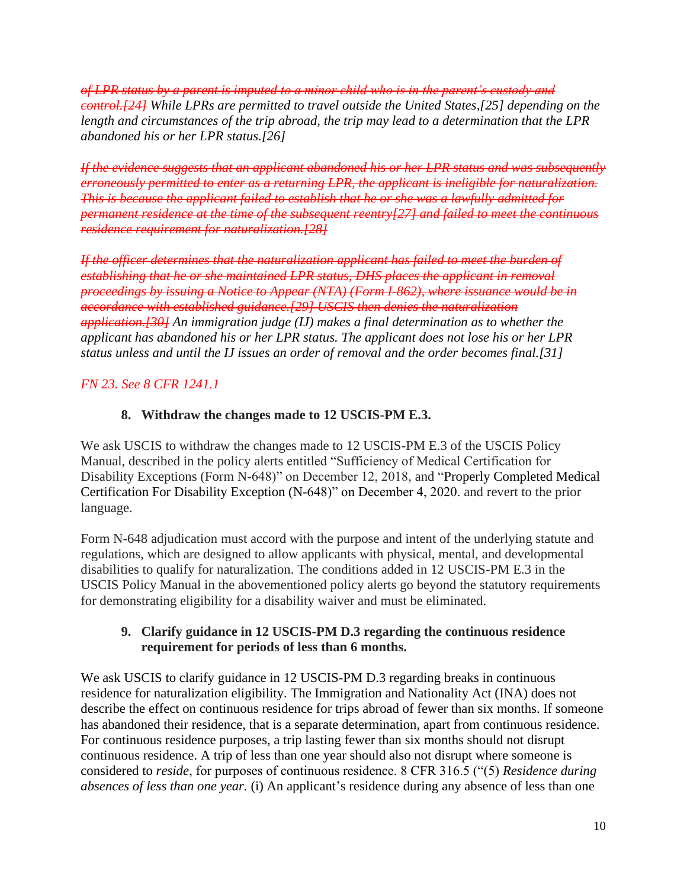~~*of LPR status by a parent is imputed to a minor child who is in the parent's custody and control.[24]*~~ *While LPRs are permitted to travel outside the United States,[25] depending on the length and circumstances of the trip abroad, the trip may lead to a determination that the LPR abandoned his or her LPR status.[26]*

~~*If the evidence suggests that an applicant abandoned his or her LPR status and was subsequently erroneously permitted to enter as a returning LPR, the applicant is ineligible for naturalization. This is because the applicant failed to establish that he or she was a lawfully admitted for permanent residence at the time of the subsequent reentry[27] and failed to meet the continuous residence requirement for naturalization.[28]*~~

~~*If the officer determines that the naturalization applicant has failed to meet the burden of establishing that he or she maintained LPR status, DHS places the applicant in removal proceedings by issuing a Notice to Appear (NTA) (Form I-862), where issuance would be in accordance with established guidance.[29] USCIS then denies the naturalization application.[30]*~~ *An immigration judge (IJ) makes a final determination as to whether the applicant has abandoned his or her LPR status. The applicant does not lose his or her LPR status unless and until the IJ issues an order of removal and the order becomes final.[31]*

*FN 23. See 8 CFR 1241.1*

**8. Withdraw the changes made to 12 USCIS-PM E.3.**

We ask USCIS to withdraw the changes made to 12 USCIS-PM E.3 of the USCIS Policy Manual, described in the policy alerts entitled "Sufficiency of Medical Certification for Disability Exceptions (Form N-648)" on December 12, 2018, and "Properly Completed Medical Certification For Disability Exception (N-648)" on December 4, 2020. and revert to the prior language.

Form N-648 adjudication must accord with the purpose and intent of the underlying statute and regulations, which are designed to allow applicants with physical, mental, and developmental disabilities to qualify for naturalization. The conditions added in 12 USCIS-PM E.3 in the USCIS Policy Manual in the abovementioned policy alerts go beyond the statutory requirements for demonstrating eligibility for a disability waiver and must be eliminated.

**9. Clarify guidance in 12 USCIS-PM D.3 regarding the continuous residence requirement for periods of less than 6 months.**

We ask USCIS to clarify guidance in 12 USCIS-PM D.3 regarding breaks in continuous residence for naturalization eligibility. The Immigration and Nationality Act (INA) does not describe the effect on continuous residence for trips abroad of fewer than six months. If someone has abandoned their residence, that is a separate determination, apart from continuous residence. For continuous residence purposes, a trip lasting fewer than six months should not disrupt continuous residence. A trip of less than one year should also not disrupt where someone is considered to *reside*, for purposes of continuous residence. 8 CFR 316.5 ("(5) *Residence during absences of less than one year.* (i) An applicant's residence during any absence of less than one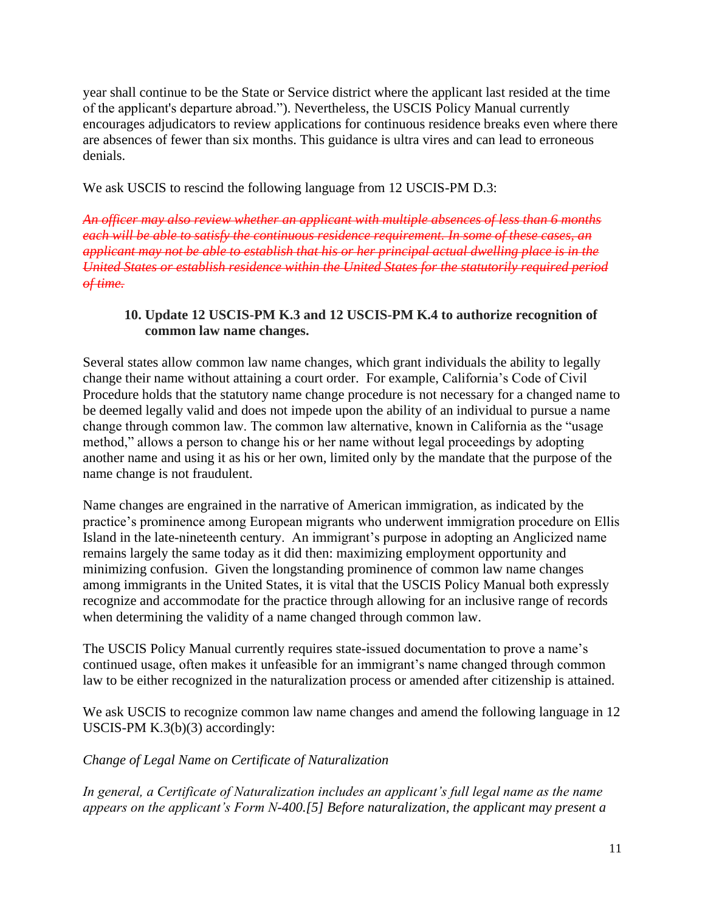year shall continue to be the State or Service district where the applicant last resided at the time of the applicant's departure abroad."). Nevertheless, the USCIS Policy Manual currently encourages adjudicators to review applications for continuous residence breaks even where there are absences of fewer than six months. This guidance is ultra vires and can lead to erroneous denials.

We ask USCIS to rescind the following language from 12 USCIS-PM D.3:

~~*An officer may also review whether an applicant with multiple absences of less than 6 months each will be able to satisfy the continuous residence requirement. In some of these cases, an applicant may not be able to establish that his or her principal actual dwelling place is in the United States or establish residence within the United States for the statutorily required period of time.*~~

**10. Update 12 USCIS-PM K.3 and 12 USCIS-PM K.4 to authorize recognition of common law name changes.**

Several states allow common law name changes, which grant individuals the ability to legally change their name without attaining a court order. For example, California's Code of Civil Procedure holds that the statutory name change procedure is not necessary for a changed name to be deemed legally valid and does not impede upon the ability of an individual to pursue a name change through common law. The common law alternative, known in California as the "usage method," allows a person to change his or her name without legal proceedings by adopting another name and using it as his or her own, limited only by the mandate that the purpose of the name change is not fraudulent.

Name changes are engrained in the narrative of American immigration, as indicated by the practice's prominence among European migrants who underwent immigration procedure on Ellis Island in the late-nineteenth century. An immigrant's purpose in adopting an Anglicized name remains largely the same today as it did then: maximizing employment opportunity and minimizing confusion. Given the longstanding prominence of common law name changes among immigrants in the United States, it is vital that the USCIS Policy Manual both expressly recognize and accommodate for the practice through allowing for an inclusive range of records when determining the validity of a name changed through common law.

The USCIS Policy Manual currently requires state-issued documentation to prove a name's continued usage, often makes it unfeasible for an immigrant's name changed through common law to be either recognized in the naturalization process or amended after citizenship is attained.

We ask USCIS to recognize common law name changes and amend the following language in 12 USCIS-PM K.3(b)(3) accordingly:

*Change of Legal Name on Certificate of Naturalization*

*In general, a Certificate of Naturalization includes an applicant's full legal name as the name appears on the applicant's Form N-400.[5] Before naturalization, the applicant may present a*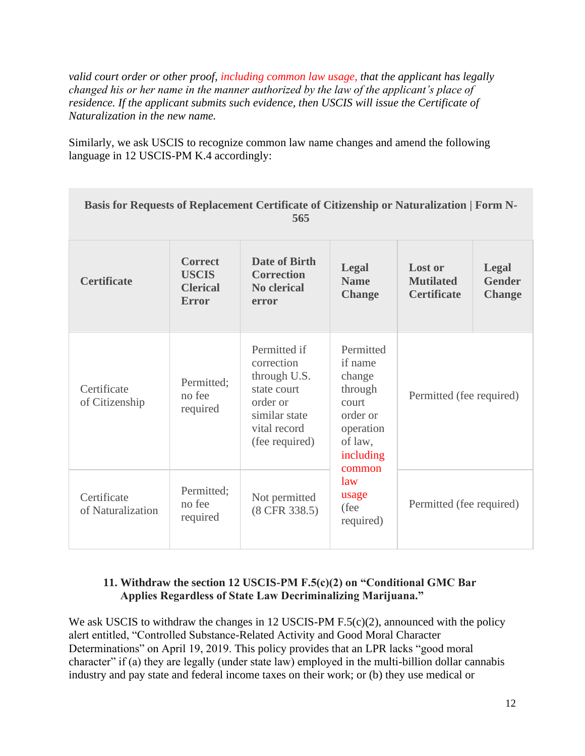*valid court order or other proof, including common law usage, that the applicant has legally changed his or her name in the manner authorized by the law of the applicant's place of residence. If the applicant submits such evidence, then USCIS will issue the Certificate of Naturalization in the new name.*

Similarly, we ask USCIS to recognize common law name changes and amend the following language in 12 USCIS-PM K.4 accordingly:

**Basis for Requests of Replacement Certificate of Citizenship or Naturalization | Form N-565**

| Certificate | Correct USCIS Clerical Error | Date of Birth Correction No clerical error | Legal Name Change | Lost or Mutilated Certificate | Legal Gender Change |
|---|---|---|---|---|---|
| Certificate of Citizenship | Permitted; no fee required | Permitted if correction through U.S. state court order or similar state vital record (fee required) | Permitted if name change through court order or operation of law, including common law usage (fee required) | Permitted (fee required) | |
| Certificate of Naturalization | Permitted; no fee required | Not permitted (8 CFR 338.5) | | Permitted (fee required) | |

**11. Withdraw the section 12 USCIS-PM F.5(c)(2) on "Conditional GMC Bar Applies Regardless of State Law Decriminalizing Marijuana."**

We ask USCIS to withdraw the changes in 12 USCIS-PM F.5(c)(2), announced with the policy alert entitled, "Controlled Substance-Related Activity and Good Moral Character Determinations" on April 19, 2019. This policy provides that an LPR lacks "good moral character" if (a) they are legally (under state law) employed in the multi-billion dollar cannabis industry and pay state and federal income taxes on their work; or (b) they use medical or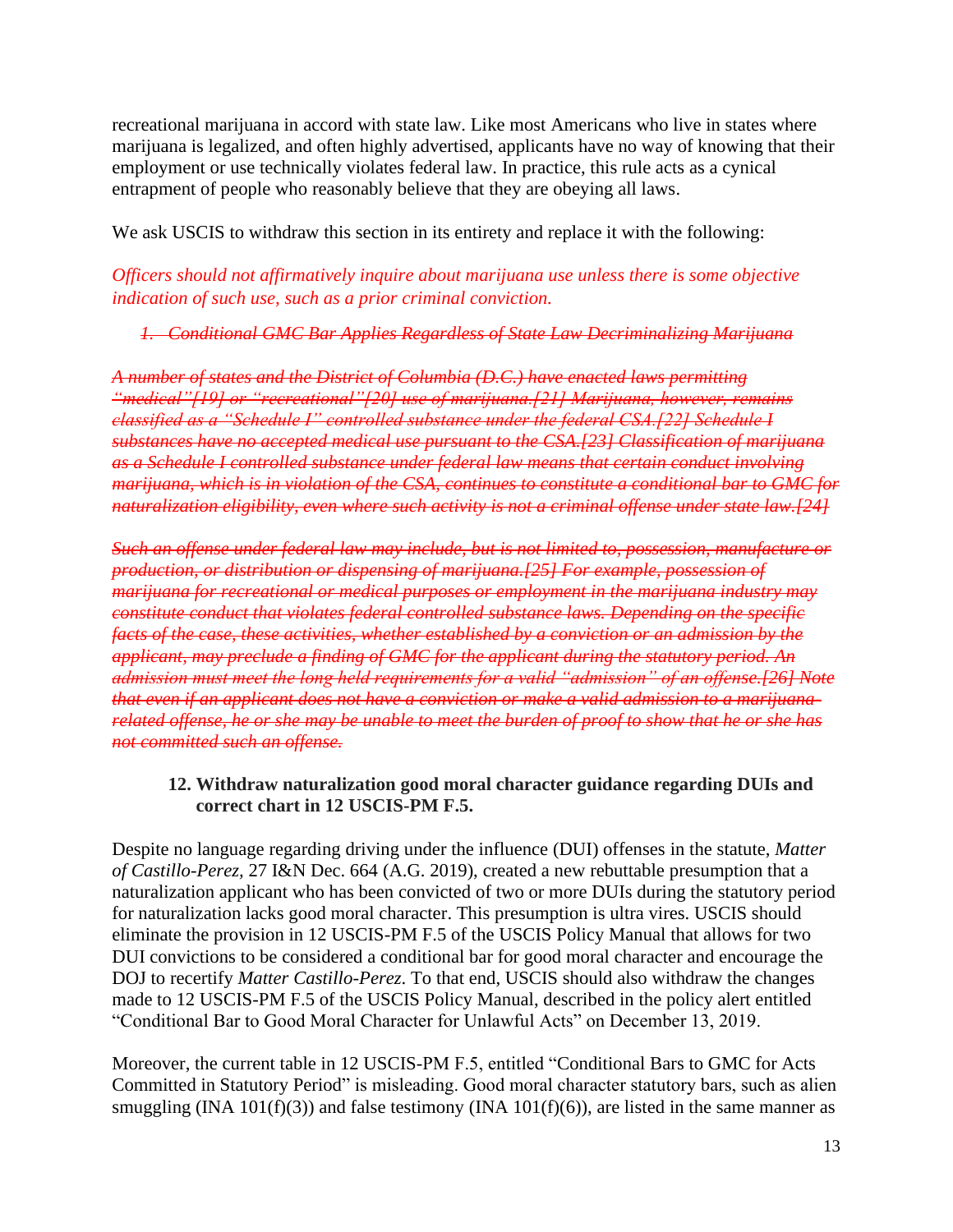recreational marijuana in accord with state law. Like most Americans who live in states where marijuana is legalized, and often highly advertised, applicants have no way of knowing that their employment or use technically violates federal law. In practice, this rule acts as a cynical entrapment of people who reasonably believe that they are obeying all laws.

We ask USCIS to withdraw this section in its entirety and replace it with the following:

*Officers should not affirmatively inquire about marijuana use unless there is some objective indication of such use, such as a prior criminal conviction.*

~~*1. Conditional GMC Bar Applies Regardless of State Law Decriminalizing Marijuana*~~

~~*A number of states and the District of Columbia (D.C.) have enacted laws permitting "medical"[19] or "recreational"[20] use of marijuana.[21] Marijuana, however, remains classified as a "Schedule I" controlled substance under the federal CSA.[22] Schedule I substances have no accepted medical use pursuant to the CSA.[23] Classification of marijuana as a Schedule I controlled substance under federal law means that certain conduct involving marijuana, which is in violation of the CSA, continues to constitute a conditional bar to GMC for naturalization eligibility, even where such activity is not a criminal offense under state law.[24]*~~

~~*Such an offense under federal law may include, but is not limited to, possession, manufacture or production, or distribution or dispensing of marijuana.[25] For example, possession of marijuana for recreational or medical purposes or employment in the marijuana industry may constitute conduct that violates federal controlled substance laws. Depending on the specific facts of the case, these activities, whether established by a conviction or an admission by the applicant, may preclude a finding of GMC for the applicant during the statutory period. An admission must meet the long-held requirements for a valid "admission" of an offense.[26] Note that even if an applicant does not have a conviction or make a valid admission to a marijuana-related offense, he or she may be unable to meet the burden of proof to show that he or she has not committed such an offense.*~~

**12. Withdraw naturalization good moral character guidance regarding DUIs and correct chart in 12 USCIS-PM F.5.**

Despite no language regarding driving under the influence (DUI) offenses in the statute, *Matter of Castillo-Perez*, 27 I&N Dec. 664 (A.G. 2019), created a new rebuttable presumption that a naturalization applicant who has been convicted of two or more DUIs during the statutory period for naturalization lacks good moral character. This presumption is ultra vires. USCIS should eliminate the provision in 12 USCIS-PM F.5 of the USCIS Policy Manual that allows for two DUI convictions to be considered a conditional bar for good moral character and encourage the DOJ to recertify *Matter Castillo-Perez*. To that end, USCIS should also withdraw the changes made to 12 USCIS-PM F.5 of the USCIS Policy Manual, described in the policy alert entitled "Conditional Bar to Good Moral Character for Unlawful Acts" on December 13, 2019.

Moreover, the current table in 12 USCIS-PM F.5, entitled "Conditional Bars to GMC for Acts Committed in Statutory Period" is misleading. Good moral character statutory bars, such as alien smuggling (INA 101(f)(3)) and false testimony (INA 101(f)(6)), are listed in the same manner as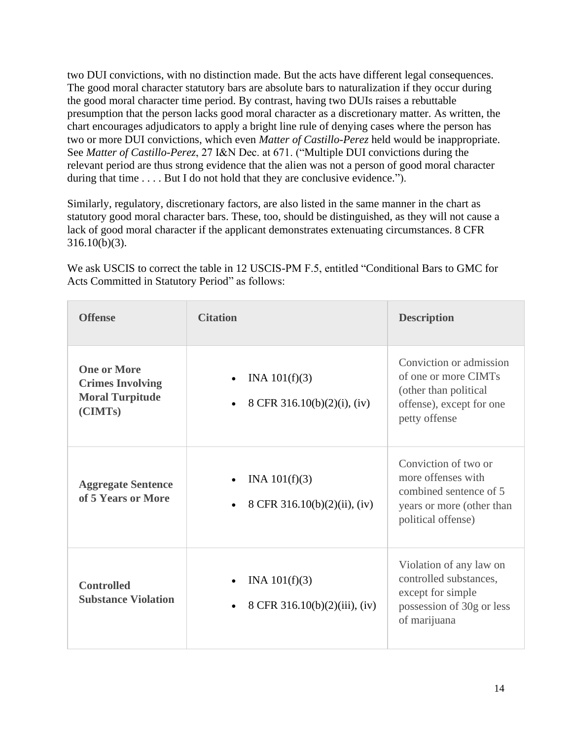two DUI convictions, with no distinction made. But the acts have different legal consequences. The good moral character statutory bars are absolute bars to naturalization if they occur during the good moral character time period. By contrast, having two DUIs raises a rebuttable presumption that the person lacks good moral character as a discretionary matter. As written, the chart encourages adjudicators to apply a bright line rule of denying cases where the person has two or more DUI convictions, which even *Matter of Castillo-Perez* held would be inappropriate. See *Matter of Castillo-Perez*, 27 I&N Dec. at 671. ("Multiple DUI convictions during the relevant period are thus strong evidence that the alien was not a person of good moral character during that time . . . . But I do not hold that they are conclusive evidence.").

Similarly, regulatory, discretionary factors, are also listed in the same manner in the chart as statutory good moral character bars. These, too, should be distinguished, as they will not cause a lack of good moral character if the applicant demonstrates extenuating circumstances. 8 CFR 316.10(b)(3).

We ask USCIS to correct the table in 12 USCIS-PM F.5, entitled "Conditional Bars to GMC for Acts Committed in Statutory Period" as follows:

| Offense | Citation | Description |
|---|---|---|
| **One or More Crimes Involving Moral Turpitude (CIMTs)** | • INA 101(f)(3)<br>• 8 CFR 316.10(b)(2)(i), (iv) | Conviction or admission of one or more CIMTs (other than political offense), except for one petty offense |
| **Aggregate Sentence of 5 Years or More** | • INA 101(f)(3)<br>• 8 CFR 316.10(b)(2)(ii), (iv) | Conviction of two or more offenses with combined sentence of 5 years or more (other than political offense) |
| **Controlled Substance Violation** | • INA 101(f)(3)<br>• 8 CFR 316.10(b)(2)(iii), (iv) | Violation of any law on controlled substances, except for simple possession of 30g or less of marijuana |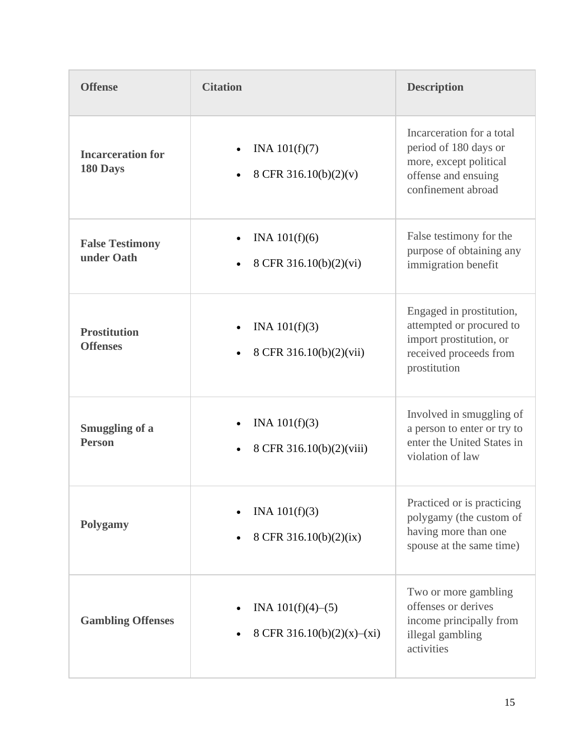| Offense | Citation | Description |
|---|---|---|
| **Incarceration for 180 Days** | • INA 101(f)(7)<br>• 8 CFR 316.10(b)(2)(v) | Incarceration for a total period of 180 days or more, except political offense and ensuing confinement abroad |
| **False Testimony under Oath** | • INA 101(f)(6)<br>• 8 CFR 316.10(b)(2)(vi) | False testimony for the purpose of obtaining any immigration benefit |
| **Prostitution Offenses** | • INA 101(f)(3)<br>• 8 CFR 316.10(b)(2)(vii) | Engaged in prostitution, attempted or procured to import prostitution, or received proceeds from prostitution |
| **Smuggling of a Person** | • INA 101(f)(3)<br>• 8 CFR 316.10(b)(2)(viii) | Involved in smuggling of a person to enter or try to enter the United States in violation of law |
| **Polygamy** | • INA 101(f)(3)<br>• 8 CFR 316.10(b)(2)(ix) | Practiced or is practicing polygamy (the custom of having more than one spouse at the same time) |
| **Gambling Offenses** | • INA 101(f)(4)–(5)<br>• 8 CFR 316.10(b)(2)(x)–(xi) | Two or more gambling offenses or derives income principally from illegal gambling activities |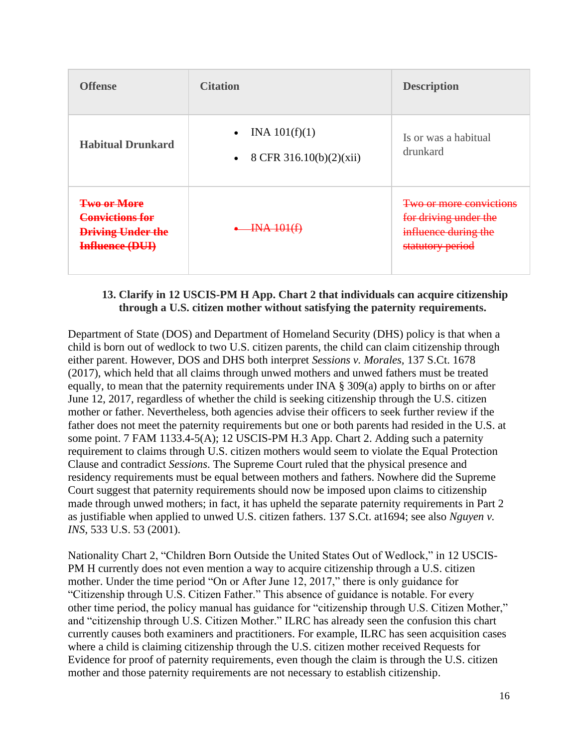| Offense | Citation | Description |
|---|---|---|
| **Habitual Drunkard** | • INA 101(f)(1)<br>• 8 CFR 316.10(b)(2)(xii) | Is or was a habitual drunkard |
| ~~**Two or More Convictions for Driving Under the Influence (DUI)**~~ | ~~• INA 101(f)~~ | ~~Two or more convictions for driving under the influence during the statutory period~~ |

### 13. Clarify in 12 USCIS-PM H App. Chart 2 that individuals can acquire citizenship through a U.S. citizen mother without satisfying the paternity requirements.

Department of State (DOS) and Department of Homeland Security (DHS) policy is that when a child is born out of wedlock to two U.S. citizen parents, the child can claim citizenship through either parent. However, DOS and DHS both interpret *Sessions v. Morales*, 137 S.Ct. 1678 (2017), which held that all claims through unwed mothers and unwed fathers must be treated equally, to mean that the paternity requirements under INA § 309(a) apply to births on or after June 12, 2017, regardless of whether the child is seeking citizenship through the U.S. citizen mother or father. Nevertheless, both agencies advise their officers to seek further review if the father does not meet the paternity requirements but one or both parents had resided in the U.S. at some point. 7 FAM 1133.4-5(A); 12 USCIS-PM H.3 App. Chart 2. Adding such a paternity requirement to claims through U.S. citizen mothers would seem to violate the Equal Protection Clause and contradict *Sessions*. The Supreme Court ruled that the physical presence and residency requirements must be equal between mothers and fathers. Nowhere did the Supreme Court suggest that paternity requirements should now be imposed upon claims to citizenship made through unwed mothers; in fact, it has upheld the separate paternity requirements in Part 2 as justifiable when applied to unwed U.S. citizen fathers. 137 S.Ct. at1694; see also *Nguyen v. INS*, 533 U.S. 53 (2001).

Nationality Chart 2, "Children Born Outside the United States Out of Wedlock," in 12 USCIS-PM H currently does not even mention a way to acquire citizenship through a U.S. citizen mother. Under the time period "On or After June 12, 2017," there is only guidance for "Citizenship through U.S. Citizen Father." This absence of guidance is notable. For every other time period, the policy manual has guidance for "citizenship through U.S. Citizen Mother," and "citizenship through U.S. Citizen Mother." ILRC has already seen the confusion this chart currently causes both examiners and practitioners. For example, ILRC has seen acquisition cases where a child is claiming citizenship through the U.S. citizen mother received Requests for Evidence for proof of paternity requirements, even though the claim is through the U.S. citizen mother and those paternity requirements are not necessary to establish citizenship.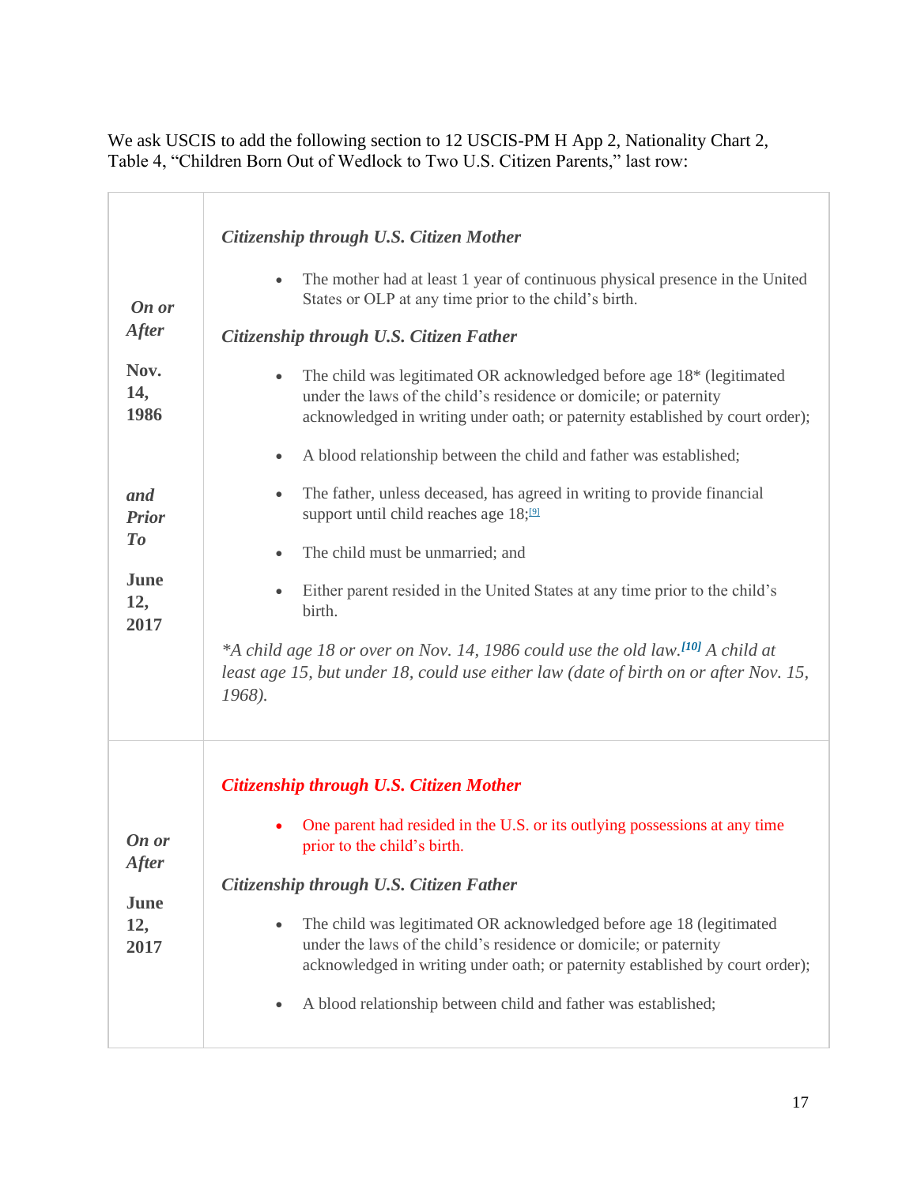We ask USCIS to add the following section to 12 USCIS-PM H App 2, Nationality Chart 2, Table 4, "Children Born Out of Wedlock to Two U.S. Citizen Parents," last row:

| | |
|---|---|
| ***On or After* Nov. 14, 1986** ***and Prior To* June 12, 2017** | ***Citizenship through U.S. Citizen Mother*** <br> • The mother had at least 1 year of continuous physical presence in the United States or OLP at any time prior to the child's birth. <br> ***Citizenship through U.S. Citizen Father*** <br> • The child was legitimated OR acknowledged before age 18* (legitimated under the laws of the child's residence or domicile; or paternity acknowledged in writing under oath; or paternity established by court order); <br> • A blood relationship between the child and father was established; <br> • The father, unless deceased, has agreed in writing to provide financial support until child reaches age 18;[9] <br> • The child must be unmarried; and <br> • Either parent resided in the United States at any time prior to the child's birth. <br> **A child age 18 or over on Nov. 14, 1986 could use the old law.[10] A child at least age 15, but under 18, could use either law (date of birth on or after Nov. 15, 1968).* |
| ***On or After* June 12, 2017** | ***Citizenship through U.S. Citizen Mother*** <br> • One parent had resided in the U.S. or its outlying possessions at any time prior to the child's birth. <br> ***Citizenship through U.S. Citizen Father*** <br> • The child was legitimated OR acknowledged before age 18 (legitimated under the laws of the child's residence or domicile; or paternity acknowledged in writing under oath; or paternity established by court order); <br> • A blood relationship between child and father was established; |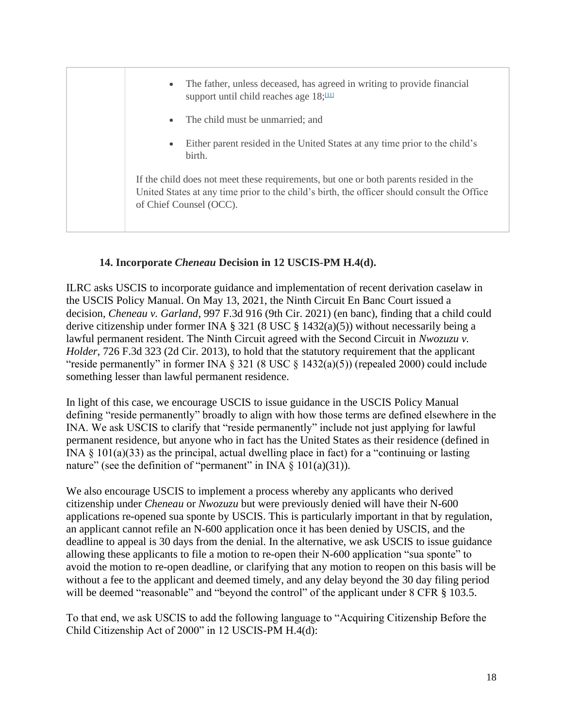| | • The father, unless deceased, has agreed in writing to provide financial support until child reaches age 18;[11]<br><br>• The child must be unmarried; and<br><br>• Either parent resided in the United States at any time prior to the child's birth.<br><br>If the child does not meet these requirements, but one or both parents resided in the United States at any time prior to the child's birth, the officer should consult the Office of Chief Counsel (OCC). |
|---|---|

### 14. Incorporate *Cheneau* Decision in 12 USCIS-PM H.4(d).

ILRC asks USCIS to incorporate guidance and implementation of recent derivation caselaw in the USCIS Policy Manual. On May 13, 2021, the Ninth Circuit En Banc Court issued a decision, *Cheneau v. Garland*, 997 F.3d 916 (9th Cir. 2021) (en banc), finding that a child could derive citizenship under former INA § 321 (8 USC § 1432(a)(5)) without necessarily being a lawful permanent resident. The Ninth Circuit agreed with the Second Circuit in *Nwozuzu v. Holder*, 726 F.3d 323 (2d Cir. 2013), to hold that the statutory requirement that the applicant "reside permanently" in former INA § 321 (8 USC § 1432(a)(5)) (repealed 2000) could include something lesser than lawful permanent residence.

In light of this case, we encourage USCIS to issue guidance in the USCIS Policy Manual defining "reside permanently" broadly to align with how those terms are defined elsewhere in the INA. We ask USCIS to clarify that "reside permanently" include not just applying for lawful permanent residence, but anyone who in fact has the United States as their residence (defined in INA § 101(a)(33) as the principal, actual dwelling place in fact) for a "continuing or lasting nature" (see the definition of "permanent" in INA § 101(a)(31)).

We also encourage USCIS to implement a process whereby any applicants who derived citizenship under *Cheneau* or *Nwozuzu* but were previously denied will have their N-600 applications re-opened sua sponte by USCIS. This is particularly important in that by regulation, an applicant cannot refile an N-600 application once it has been denied by USCIS, and the deadline to appeal is 30 days from the denial. In the alternative, we ask USCIS to issue guidance allowing these applicants to file a motion to re-open their N-600 application "sua sponte" to avoid the motion to re-open deadline, or clarifying that any motion to reopen on this basis will be without a fee to the applicant and deemed timely, and any delay beyond the 30 day filing period will be deemed "reasonable" and "beyond the control" of the applicant under 8 CFR § 103.5.

To that end, we ask USCIS to add the following language to "Acquiring Citizenship Before the Child Citizenship Act of 2000" in 12 USCIS-PM H.4(d):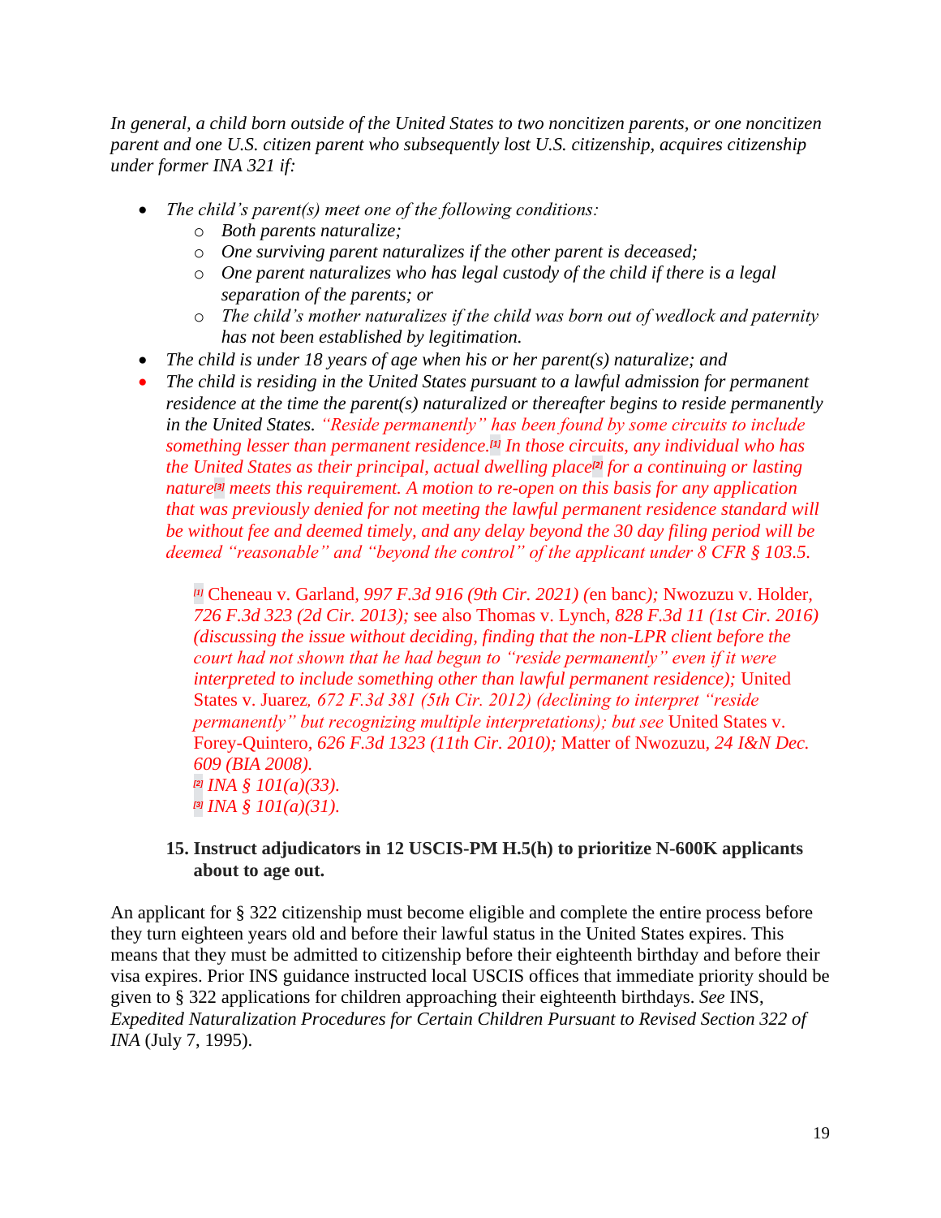*In general, a child born outside of the United States to two noncitizen parents, or one noncitizen parent and one U.S. citizen parent who subsequently lost U.S. citizenship, acquires citizenship under former INA 321 if:*

- *The child's parent(s) meet one of the following conditions:*
  - *Both parents naturalize;*
  - *One surviving parent naturalizes if the other parent is deceased;*
  - *One parent naturalizes who has legal custody of the child if there is a legal separation of the parents; or*
  - *The child's mother naturalizes if the child was born out of wedlock and paternity has not been established by legitimation.*
- *The child is under 18 years of age when his or her parent(s) naturalize; and*
- *The child is residing in the United States pursuant to a lawful admission for permanent residence at the time the parent(s) naturalized or thereafter begins to reside permanently in the United States. "Reside permanently" has been found by some circuits to include something lesser than permanent residence.[1] In those circuits, any individual who has the United States as their principal, actual dwelling place[2] for a continuing or lasting nature[3] meets this requirement. A motion to re-open on this basis for any application that was previously denied for not meeting the lawful permanent residence standard will be without fee and deemed timely, and any delay beyond the 30 day filing period will be deemed "reasonable" and "beyond the control" of the applicant under 8 CFR § 103.5.*

  [1] Cheneau v. Garland, *997 F.3d 916 (9th Cir. 2021) (*en banc*);* Nwozuzu v. Holder, *726 F.3d 323 (2d Cir. 2013);* see also Thomas v. Lynch, *828 F.3d 11 (1st Cir. 2016) (discussing the issue without deciding, finding that the non-LPR client before the court had not shown that he had begun to "reside permanently" even if it were interpreted to include something other than lawful permanent residence);* United States v. Juarez*, 672 F.3d 381 (5th Cir. 2012) (declining to interpret "reside permanently" but recognizing multiple interpretations); but see* United States v. Forey-Quintero*, 626 F.3d 1323 (11th Cir. 2010);* Matter of Nwozuzu*, 24 I&N Dec. 609 (BIA 2008).*
  [2] *INA § 101(a)(33).*
  [3] *INA § 101(a)(31).*

**15. Instruct adjudicators in 12 USCIS-PM H.5(h) to prioritize N-600K applicants about to age out.**

An applicant for § 322 citizenship must become eligible and complete the entire process before they turn eighteen years old and before their lawful status in the United States expires. This means that they must be admitted to citizenship before their eighteenth birthday and before their visa expires. Prior INS guidance instructed local USCIS offices that immediate priority should be given to § 322 applications for children approaching their eighteenth birthdays. *See* INS, *Expedited Naturalization Procedures for Certain Children Pursuant to Revised Section 322 of INA* (July 7, 1995).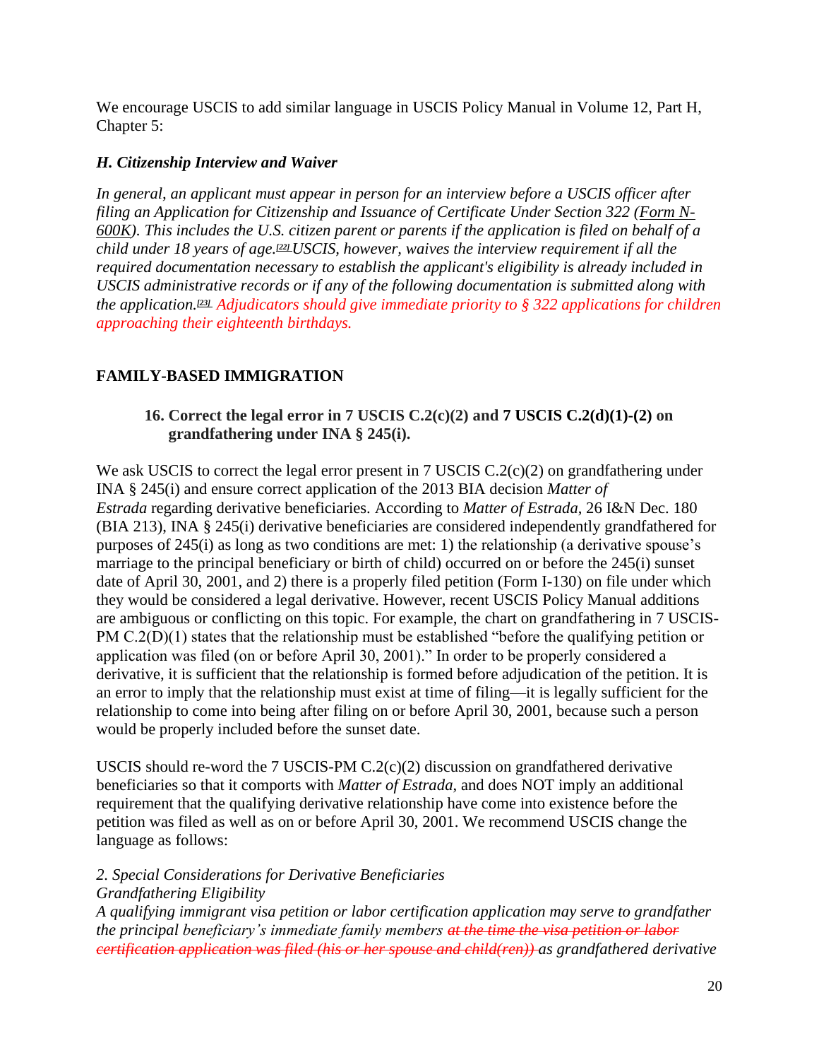We encourage USCIS to add similar language in USCIS Policy Manual in Volume 12, Part H, Chapter 5:

***H. Citizenship Interview and Waiver***

*In general, an applicant must appear in person for an interview before a USCIS officer after filing an Application for Citizenship and Issuance of Certificate Under Section 322 (Form N-600K). This includes the U.S. citizen parent or parents if the application is filed on behalf of a child under 18 years of age.[22] USCIS, however, waives the interview requirement if all the required documentation necessary to establish the applicant's eligibility is already included in USCIS administrative records or if any of the following documentation is submitted along with the application.[23] Adjudicators should give immediate priority to § 322 applications for children approaching their eighteenth birthdays.*

## FAMILY-BASED IMMIGRATION

### 16. Correct the legal error in 7 USCIS C.2(c)(2) and 7 USCIS C.2(d)(1)-(2) on grandfathering under INA § 245(i).

We ask USCIS to correct the legal error present in 7 USCIS C.2(c)(2) on grandfathering under INA § 245(i) and ensure correct application of the 2013 BIA decision *Matter of Estrada* regarding derivative beneficiaries. According to *Matter of Estrada*, 26 I&N Dec. 180 (BIA 213), INA § 245(i) derivative beneficiaries are considered independently grandfathered for purposes of 245(i) as long as two conditions are met: 1) the relationship (a derivative spouse's marriage to the principal beneficiary or birth of child) occurred on or before the 245(i) sunset date of April 30, 2001, and 2) there is a properly filed petition (Form I-130) on file under which they would be considered a legal derivative. However, recent USCIS Policy Manual additions are ambiguous or conflicting on this topic. For example, the chart on grandfathering in 7 USCIS-PM C.2(D)(1) states that the relationship must be established "before the qualifying petition or application was filed (on or before April 30, 2001)." In order to be properly considered a derivative, it is sufficient that the relationship is formed before adjudication of the petition. It is an error to imply that the relationship must exist at time of filing—it is legally sufficient for the relationship to come into being after filing on or before April 30, 2001, because such a person would be properly included before the sunset date.

USCIS should re-word the 7 USCIS-PM C.2(c)(2) discussion on grandfathered derivative beneficiaries so that it comports with *Matter of Estrada*, and does NOT imply an additional requirement that the qualifying derivative relationship have come into existence before the petition was filed as well as on or before April 30, 2001. We recommend USCIS change the language as follows:

*2. Special Considerations for Derivative Beneficiaries*
*Grandfathering Eligibility*
*A qualifying immigrant visa petition or labor certification application may serve to grandfather the principal beneficiary's immediate family members ~~at the time the visa petition or labor certification application was filed (his or her spouse and child(ren))~~ as grandfathered derivative*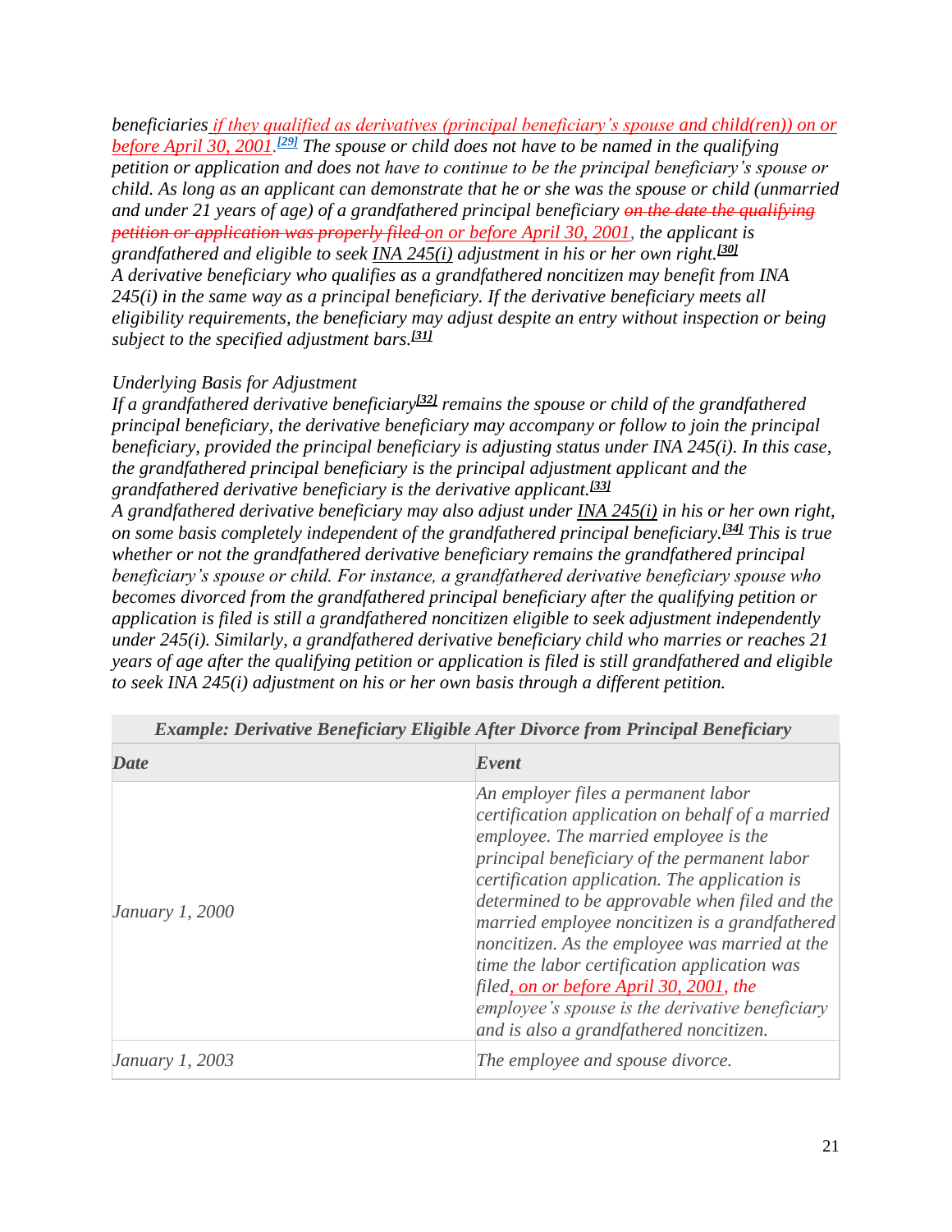*beneficiaries if they qualified as derivatives (principal beneficiary's spouse and child(ren)) on or before April 30, 2001.[29] The spouse or child does not have to be named in the qualifying petition or application and does not have to continue to be the principal beneficiary's spouse or child. As long as an applicant can demonstrate that he or she was the spouse or child (unmarried and under 21 years of age) of a grandfathered principal beneficiary ~~on the date the qualifying petition or application was properly filed~~ on or before April 30, 2001, the applicant is grandfathered and eligible to seek INA 245(i) adjustment in his or her own right.[30]*

*A derivative beneficiary who qualifies as a grandfathered noncitizen may benefit from INA 245(i) in the same way as a principal beneficiary. If the derivative beneficiary meets all eligibility requirements, the beneficiary may adjust despite an entry without inspection or being subject to the specified adjustment bars.[31]*

*Underlying Basis for Adjustment*

*If a grandfathered derivative beneficiary[32] remains the spouse or child of the grandfathered principal beneficiary, the derivative beneficiary may accompany or follow to join the principal beneficiary, provided the principal beneficiary is adjusting status under INA 245(i). In this case, the grandfathered principal beneficiary is the principal adjustment applicant and the grandfathered derivative beneficiary is the derivative applicant.[33]*

*A grandfathered derivative beneficiary may also adjust under INA 245(i) in his or her own right, on some basis completely independent of the grandfathered principal beneficiary.[34] This is true whether or not the grandfathered derivative beneficiary remains the grandfathered principal beneficiary's spouse or child. For instance, a grandfathered derivative beneficiary spouse who becomes divorced from the grandfathered principal beneficiary after the qualifying petition or application is filed is still a grandfathered noncitizen eligible to seek adjustment independently under 245(i). Similarly, a grandfathered derivative beneficiary child who marries or reaches 21 years of age after the qualifying petition or application is filed is still grandfathered and eligible to seek INA 245(i) adjustment on his or her own basis through a different petition.*

***Example: Derivative Beneficiary Eligible After Divorce from Principal Beneficiary***

| ***Date*** | ***Event*** |
|---|---|
| *January 1, 2000* | *An employer files a permanent labor certification application on behalf of a married employee. The married employee is the principal beneficiary of the permanent labor certification application. The application is determined to be approvable when filed and the married employee noncitizen is a grandfathered noncitizen. As the employee was married at the time the labor certification application was filed, on or before April 30, 2001, the employee's spouse is the derivative beneficiary and is also a grandfathered noncitizen.* |
| *January 1, 2003* | *The employee and spouse divorce.* |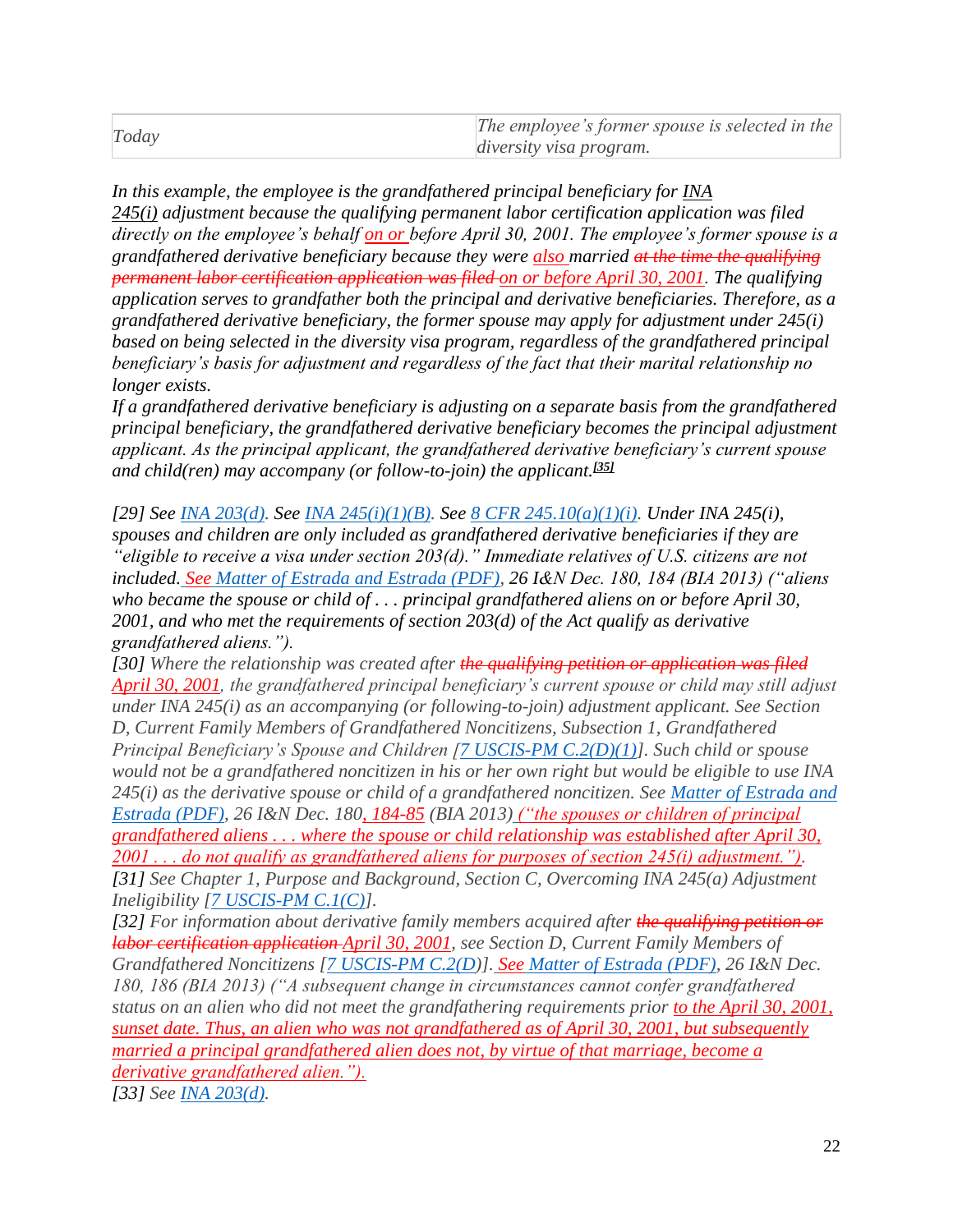| Today | The employee's former spouse is selected in the diversity visa program. |
|---|---|

*In this example, the employee is the grandfathered principal beneficiary for INA 245(i) adjustment because the qualifying permanent labor certification application was filed directly on the employee's behalf on or before April 30, 2001. The employee's former spouse is a grandfathered derivative beneficiary because they were also married ~~at the time the qualifying permanent labor certification application was filed~~ on or before April 30, 2001. The qualifying application serves to grandfather both the principal and derivative beneficiaries. Therefore, as a grandfathered derivative beneficiary, the former spouse may apply for adjustment under 245(i) based on being selected in the diversity visa program, regardless of the grandfathered principal beneficiary's basis for adjustment and regardless of the fact that their marital relationship no longer exists.*

*If a grandfathered derivative beneficiary is adjusting on a separate basis from the grandfathered principal beneficiary, the grandfathered derivative beneficiary becomes the principal adjustment applicant. As the principal applicant, the grandfathered derivative beneficiary's current spouse and child(ren) may accompany (or follow-to-join) the applicant.*[35]

*[29] See INA 203(d). See INA 245(i)(1)(B). See 8 CFR 245.10(a)(1)(i). Under INA 245(i), spouses and children are only included as grandfathered derivative beneficiaries if they are "eligible to receive a visa under section 203(d)." Immediate relatives of U.S. citizens are not included. See Matter of Estrada and Estrada (PDF), 26 I&N Dec. 180, 184 (BIA 2013) ("aliens who became the spouse or child of . . . principal grandfathered aliens on or before April 30, 2001, and who met the requirements of section 203(d) of the Act qualify as derivative grandfathered aliens.").*

*[30] Where the relationship was created after ~~the qualifying petition or application was filed~~ April 30, 2001, the grandfathered principal beneficiary's current spouse or child may still adjust under INA 245(i) as an accompanying (or following-to-join) adjustment applicant. See Section D, Current Family Members of Grandfathered Noncitizens, Subsection 1, Grandfathered Principal Beneficiary's Spouse and Children [7 USCIS-PM C.2(D)(1)]. Such child or spouse would not be a grandfathered noncitizen in his or her own right but would be eligible to use INA 245(i) as the derivative spouse or child of a grandfathered noncitizen. See Matter of Estrada and Estrada (PDF), 26 I&N Dec. 180, 184-85 (BIA 2013) ("the spouses or children of principal grandfathered aliens . . . where the spouse or child relationship was established after April 30, 2001 . . . do not qualify as grandfathered aliens for purposes of section 245(i) adjustment.").*

*[31] See Chapter 1, Purpose and Background, Section C, Overcoming INA 245(a) Adjustment Ineligibility [7 USCIS-PM C.1(C)].*

*[32] For information about derivative family members acquired after ~~the qualifying petition or labor certification application~~ April 30, 2001, see Section D, Current Family Members of Grandfathered Noncitizens [7 USCIS-PM C.2(D)]. See Matter of Estrada (PDF), 26 I&N Dec. 180, 186 (BIA 2013) ("A subsequent change in circumstances cannot confer grandfathered status on an alien who did not meet the grandfathering requirements prior to the April 30, 2001, sunset date. Thus, an alien who was not grandfathered as of April 30, 2001, but subsequently married a principal grandfathered alien does not, by virtue of that marriage, become a derivative grandfathered alien.").*

*[33] See INA 203(d).*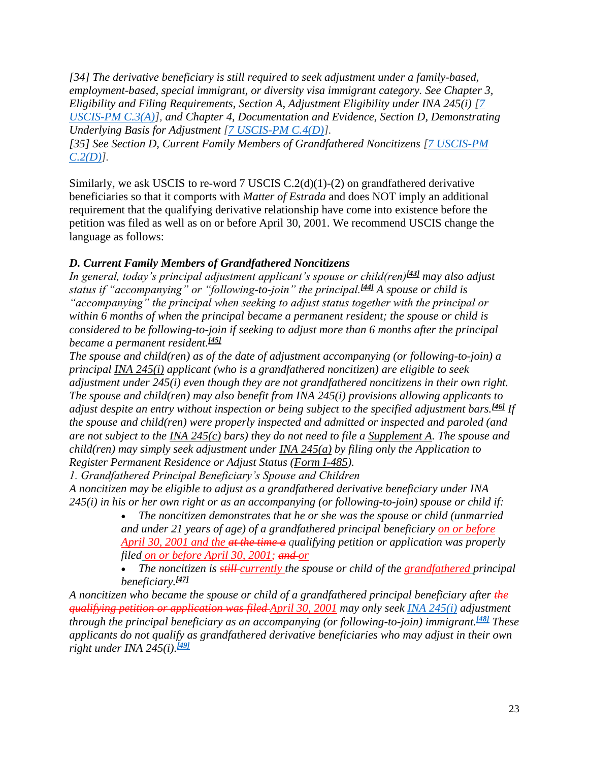*[34] The derivative beneficiary is still required to seek adjustment under a family-based, employment-based, special immigrant, or diversity visa immigrant category. See Chapter 3, Eligibility and Filing Requirements, Section A, Adjustment Eligibility under INA 245(i) [7 USCIS-PM C.3(A)], and Chapter 4, Documentation and Evidence, Section D, Demonstrating Underlying Basis for Adjustment [7 USCIS-PM C.4(D)].*
*[35] See Section D, Current Family Members of Grandfathered Noncitizens [7 USCIS-PM C.2(D)].*

Similarly, we ask USCIS to re-word 7 USCIS C.2(d)(1)-(2) on grandfathered derivative beneficiaries so that it comports with *Matter of Estrada* and does NOT imply an additional requirement that the qualifying derivative relationship have come into existence before the petition was filed as well as on or before April 30, 2001. We recommend USCIS change the language as follows:

***D. Current Family Members of Grandfathered Noncitizens***

*In general, today's principal adjustment applicant's spouse or child(ren)[43] may also adjust status if "accompanying" or "following-to-join" the principal.[44] A spouse or child is "accompanying" the principal when seeking to adjust status together with the principal or within 6 months of when the principal became a permanent resident; the spouse or child is considered to be following-to-join if seeking to adjust more than 6 months after the principal became a permanent resident.[45]*

*The spouse and child(ren) as of the date of adjustment accompanying (or following-to-join) a principal INA 245(i) applicant (who is a grandfathered noncitizen) are eligible to seek adjustment under 245(i) even though they are not grandfathered noncitizens in their own right. The spouse and child(ren) may also benefit from INA 245(i) provisions allowing applicants to adjust despite an entry without inspection or being subject to the specified adjustment bars.[46] If the spouse and child(ren) were properly inspected and admitted or inspected and paroled (and are not subject to the INA 245(c) bars) they do not need to file a Supplement A. The spouse and child(ren) may simply seek adjustment under INA 245(a) by filing only the Application to Register Permanent Residence or Adjust Status (Form I-485).*

*1. Grandfathered Principal Beneficiary's Spouse and Children*

*A noncitizen may be eligible to adjust as a grandfathered derivative beneficiary under INA 245(i) in his or her own right or as an accompanying (or following-to-join) spouse or child if:*

- *The noncitizen demonstrates that he or she was the spouse or child (unmarried and under 21 years of age) of a grandfathered principal beneficiary on or before April 30, 2001 and the ~~at the time a~~ qualifying petition or application was properly filed on or before April 30, 2001; ~~and~~ or*
- *The noncitizen is ~~still~~ currently the spouse or child of the grandfathered principal beneficiary.[47]*

*A noncitizen who became the spouse or child of a grandfathered principal beneficiary after ~~the qualifying petition or application was filed~~ April 30, 2001 may only seek INA 245(i) adjustment through the principal beneficiary as an accompanying (or following-to-join) immigrant.[48] These applicants do not qualify as grandfathered derivative beneficiaries who may adjust in their own right under INA 245(i).[49]*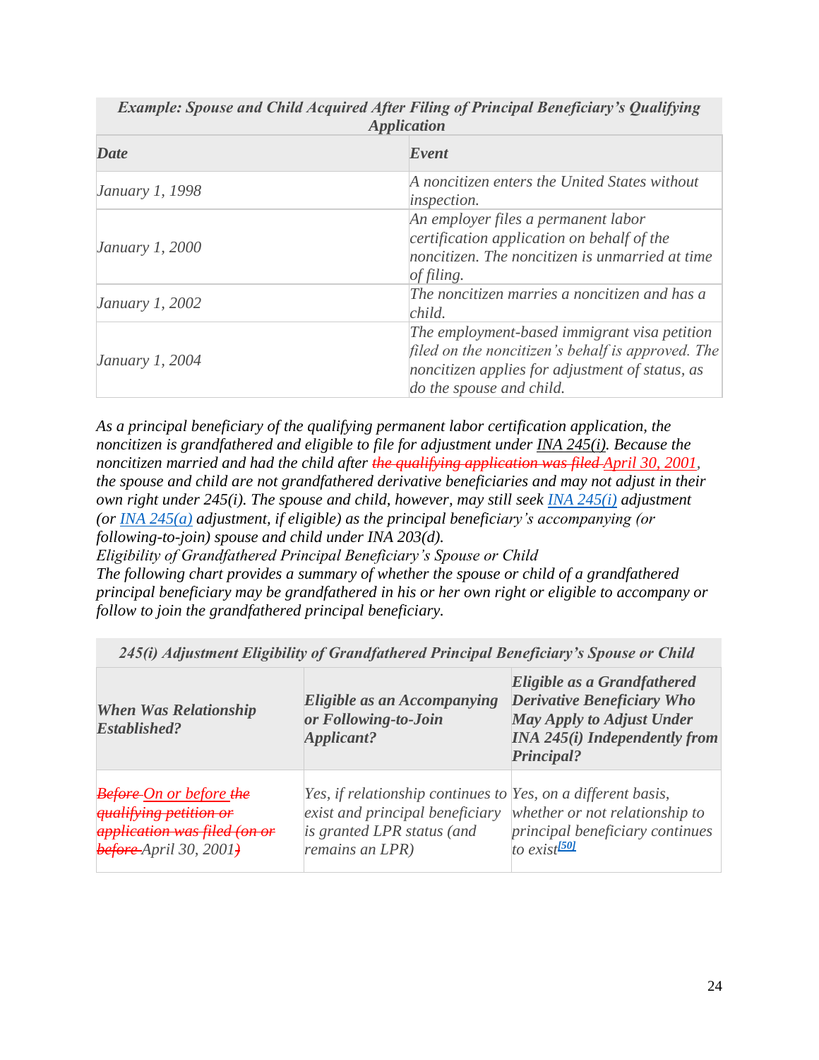| *Example: Spouse and Child Acquired After Filing of Principal Beneficiary's Qualifying Application* | |
|---|---|
| ***Date*** | ***Event*** |
| *January 1, 1998* | *A noncitizen enters the United States without inspection.* |
| *January 1, 2000* | *An employer files a permanent labor certification application on behalf of the noncitizen. The noncitizen is unmarried at time of filing.* |
| *January 1, 2002* | *The noncitizen marries a noncitizen and has a child.* |
| *January 1, 2004* | *The employment-based immigrant visa petition filed on the noncitizen's behalf is approved. The noncitizen applies for adjustment of status, as do the spouse and child.* |

*As a principal beneficiary of the qualifying permanent labor certification application, the noncitizen is grandfathered and eligible to file for adjustment under INA 245(i). Because the noncitizen married and had the child after ~~the qualifying application was filed~~ April 30, 2001, the spouse and child are not grandfathered derivative beneficiaries and may not adjust in their own right under 245(i). The spouse and child, however, may still seek INA 245(i) adjustment (or INA 245(a) adjustment, if eligible) as the principal beneficiary's accompanying (or following-to-join) spouse and child under INA 203(d).*

*Eligibility of Grandfathered Principal Beneficiary's Spouse or Child*

*The following chart provides a summary of whether the spouse or child of a grandfathered principal beneficiary may be grandfathered in his or her own right or eligible to accompany or follow to join the grandfathered principal beneficiary.*

| *245(i) Adjustment Eligibility of Grandfathered Principal Beneficiary's Spouse or Child* | | |
|---|---|---|
| ***When Was Relationship Established?*** | ***Eligible as an Accompanying or Following-to-Join Applicant?*** | ***Eligible as a Grandfathered Derivative Beneficiary Who May Apply to Adjust Under INA 245(i) Independently from Principal?*** |
| *~~Before~~ On or before ~~the qualifying petition or application was filed (on or before~~ April 30, 2001~~)~~* | *Yes, if relationship continues to exist and principal beneficiary is granted LPR status (and remains an LPR)* | *Yes, on a different basis, whether or not relationship to principal beneficiary continues to exist[50]* |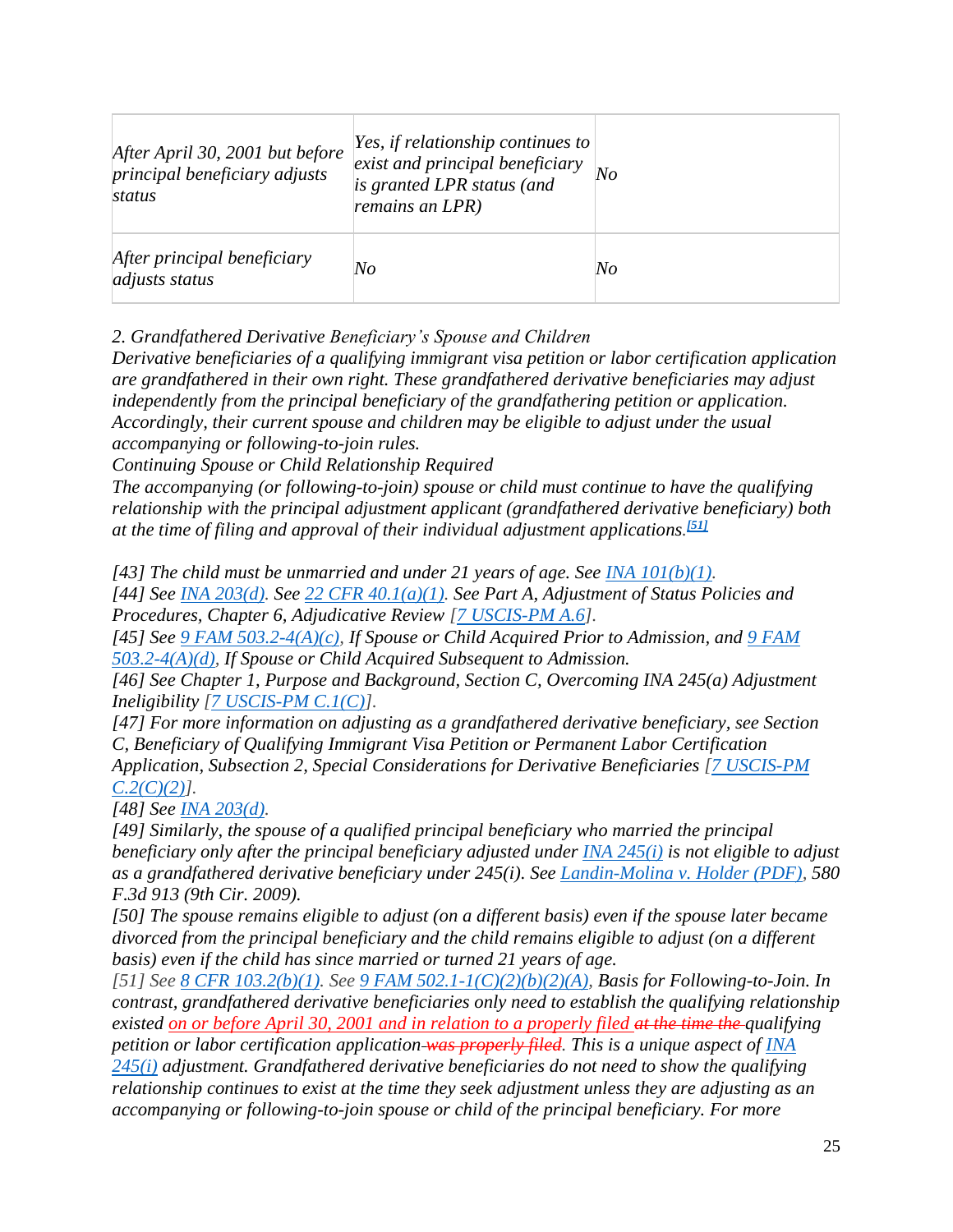| | | |
|---|---|---|
| *After April 30, 2001 but before principal beneficiary adjusts status* | *Yes, if relationship continues to exist and principal beneficiary is granted LPR status (and remains an LPR)* | *No* |
| *After principal beneficiary adjusts status* | *No* | *No* |

*2. Grandfathered Derivative Beneficiary's Spouse and Children*

*Derivative beneficiaries of a qualifying immigrant visa petition or labor certification application are grandfathered in their own right. These grandfathered derivative beneficiaries may adjust independently from the principal beneficiary of the grandfathering petition or application. Accordingly, their current spouse and children may be eligible to adjust under the usual accompanying or following-to-join rules.*

*Continuing Spouse or Child Relationship Required*

*The accompanying (or following-to-join) spouse or child must continue to have the qualifying relationship with the principal adjustment applicant (grandfathered derivative beneficiary) both at the time of filing and approval of their individual adjustment applications.*[51]

*[43] The child must be unmarried and under 21 years of age. See INA 101(b)(1).*

*[44] See INA 203(d). See 22 CFR 40.1(a)(1). See Part A, Adjustment of Status Policies and Procedures, Chapter 6, Adjudicative Review [7 USCIS-PM A.6].*

*[45] See 9 FAM 503.2-4(A)(c), If Spouse or Child Acquired Prior to Admission, and 9 FAM 503.2-4(A)(d), If Spouse or Child Acquired Subsequent to Admission.*

*[46] See Chapter 1, Purpose and Background, Section C, Overcoming INA 245(a) Adjustment Ineligibility [7 USCIS-PM C.1(C)].*

*[47] For more information on adjusting as a grandfathered derivative beneficiary, see Section C, Beneficiary of Qualifying Immigrant Visa Petition or Permanent Labor Certification Application, Subsection 2, Special Considerations for Derivative Beneficiaries [7 USCIS-PM C.2(C)(2)].*

*[48] See INA 203(d).*

*[49] Similarly, the spouse of a qualified principal beneficiary who married the principal beneficiary only after the principal beneficiary adjusted under INA 245(i) is not eligible to adjust as a grandfathered derivative beneficiary under 245(i). See Landin-Molina v. Holder (PDF), 580 F.3d 913 (9th Cir. 2009).*

*[50] The spouse remains eligible to adjust (on a different basis) even if the spouse later became divorced from the principal beneficiary and the child remains eligible to adjust (on a different basis) even if the child has since married or turned 21 years of age.*

*[51] See 8 CFR 103.2(b)(1). See 9 FAM 502.1-1(C)(2)(b)(2)(A), Basis for Following-to-Join. In contrast, grandfathered derivative beneficiaries only need to establish the qualifying relationship existed on or before April 30, 2001 and in relation to a properly filed ~~at the time the~~ qualifying petition or labor certification application ~~was properly filed~~. This is a unique aspect of INA 245(i) adjustment. Grandfathered derivative beneficiaries do not need to show the qualifying relationship continues to exist at the time they seek adjustment unless they are adjusting as an accompanying or following-to-join spouse or child of the principal beneficiary. For more*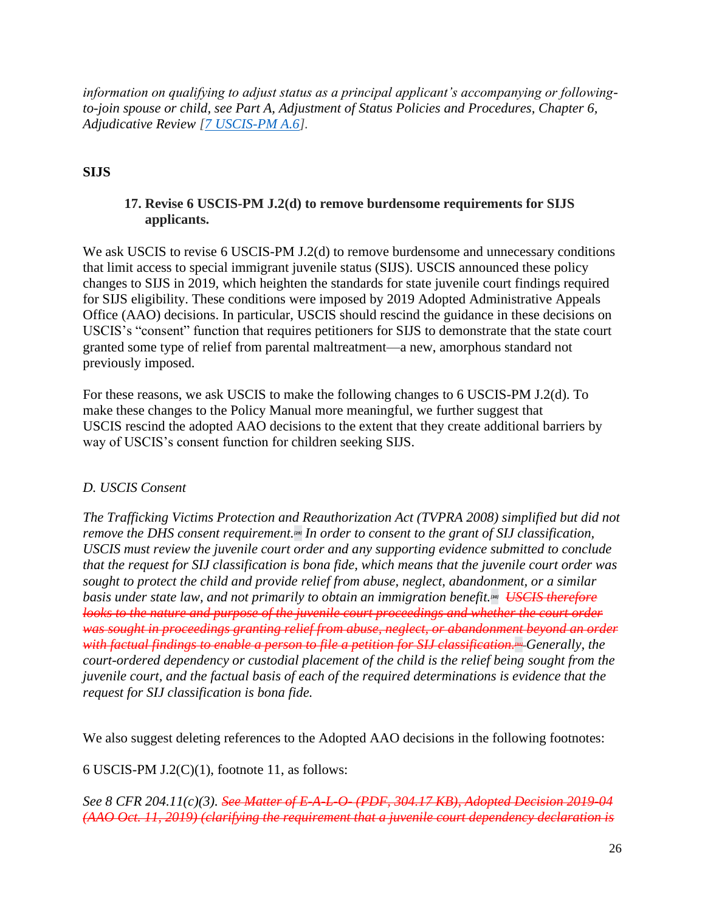*information on qualifying to adjust status as a principal applicant's accompanying or following-to-join spouse or child, see Part A, Adjustment of Status Policies and Procedures, Chapter 6, Adjudicative Review [7 USCIS-PM A.6].*

**SIJS**

**17. Revise 6 USCIS-PM J.2(d) to remove burdensome requirements for SIJS applicants.**

We ask USCIS to revise 6 USCIS-PM J.2(d) to remove burdensome and unnecessary conditions that limit access to special immigrant juvenile status (SIJS). USCIS announced these policy changes to SIJS in 2019, which heighten the standards for state juvenile court findings required for SIJS eligibility. These conditions were imposed by 2019 Adopted Administrative Appeals Office (AAO) decisions. In particular, USCIS should rescind the guidance in these decisions on USCIS's "consent" function that requires petitioners for SIJS to demonstrate that the state court granted some type of relief from parental maltreatment—a new, amorphous standard not previously imposed.

For these reasons, we ask USCIS to make the following changes to 6 USCIS-PM J.2(d). To make these changes to the Policy Manual more meaningful, we further suggest that USCIS rescind the adopted AAO decisions to the extent that they create additional barriers by way of USCIS's consent function for children seeking SIJS.

*D. USCIS Consent*

*The Trafficking Victims Protection and Reauthorization Act (TVPRA 2008) simplified but did not remove the DHS consent requirement.[29] In order to consent to the grant of SIJ classification, USCIS must review the juvenile court order and any supporting evidence submitted to conclude that the request for SIJ classification is bona fide, which means that the juvenile court order was sought to protect the child and provide relief from abuse, neglect, abandonment, or a similar basis under state law, and not primarily to obtain an immigration benefit.[30] ~~USCIS therefore looks to the nature and purpose of the juvenile court proceedings and whether the court order was sought in proceedings granting relief from abuse, neglect, or abandonment beyond an order with factual findings to enable a person to file a petition for SIJ classification.[31]~~ Generally, the court-ordered dependency or custodial placement of the child is the relief being sought from the juvenile court, and the factual basis of each of the required determinations is evidence that the request for SIJ classification is bona fide.*

We also suggest deleting references to the Adopted AAO decisions in the following footnotes:

6 USCIS-PM J.2(C)(1), footnote 11, as follows:

*See 8 CFR 204.11(c)(3). ~~See Matter of E-A-L-O- (PDF, 304.17 KB), Adopted Decision 2019-04 (AAO Oct. 11, 2019) (clarifying the requirement that a juvenile court dependency declaration is~~*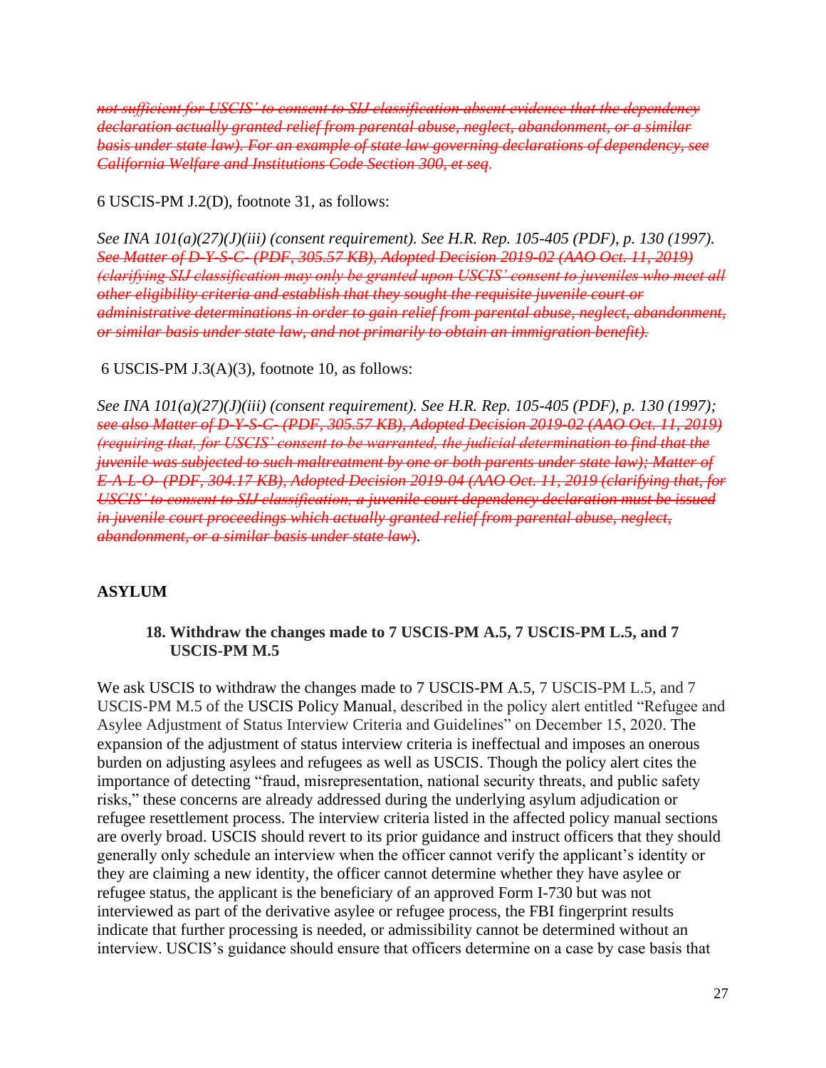*~~not sufficient for USCIS' to consent to SIJ classification absent evidence that the dependency declaration actually granted relief from parental abuse, neglect, abandonment, or a similar basis under state law). For an example of state law governing declarations of dependency, see California Welfare and Institutions Code Section 300, et seq~~.*

6 USCIS-PM J.2(D), footnote 31, as follows:

*See INA 101(a)(27)(J)(iii) (consent requirement). See H.R. Rep. 105-405 (PDF), p. 130 (1997). ~~See Matter of D-Y-S-C- (PDF, 305.57 KB), Adopted Decision 2019-02 (AAO Oct. 11, 2019) (clarifying SIJ classification may only be granted upon USCIS' consent to juveniles who meet all other eligibility criteria and establish that they sought the requisite juvenile court or administrative determinations in order to gain relief from parental abuse, neglect, abandonment, or similar basis under state law, and not primarily to obtain an immigration benefit).~~*

6 USCIS-PM J.3(A)(3), footnote 10, as follows:

*See INA 101(a)(27)(J)(iii) (consent requirement). See H.R. Rep. 105-405 (PDF), p. 130 (1997); ~~see also Matter of D-Y-S-C- (PDF, 305.57 KB), Adopted Decision 2019-02 (AAO Oct. 11, 2019) (requiring that, for USCIS' consent to be warranted, the judicial determination to find that the juvenile was subjected to such maltreatment by one or both parents under state law); Matter of E-A-L-O- (PDF, 304.17 KB), Adopted Decision 2019-04 (AAO Oct. 11, 2019 (clarifying that, for USCIS' to consent to SIJ classification, a juvenile court dependency declaration must be issued in juvenile court proceedings which actually granted relief from parental abuse, neglect, abandonment, or a similar basis under state law)~~.*

## ASYLUM

### 18. Withdraw the changes made to 7 USCIS-PM A.5, 7 USCIS-PM L.5, and 7 USCIS-PM M.5

We ask USCIS to withdraw the changes made to 7 USCIS-PM A.5, 7 USCIS-PM L.5, and 7 USCIS-PM M.5 of the USCIS Policy Manual, described in the policy alert entitled "Refugee and Asylee Adjustment of Status Interview Criteria and Guidelines" on December 15, 2020. The expansion of the adjustment of status interview criteria is ineffectual and imposes an onerous burden on adjusting asylees and refugees as well as USCIS. Though the policy alert cites the importance of detecting "fraud, misrepresentation, national security threats, and public safety risks," these concerns are already addressed during the underlying asylum adjudication or refugee resettlement process. The interview criteria listed in the affected policy manual sections are overly broad. USCIS should revert to its prior guidance and instruct officers that they should generally only schedule an interview when the officer cannot verify the applicant's identity or they are claiming a new identity, the officer cannot determine whether they have asylee or refugee status, the applicant is the beneficiary of an approved Form I-730 but was not interviewed as part of the derivative asylee or refugee process, the FBI fingerprint results indicate that further processing is needed, or admissibility cannot be determined without an interview. USCIS's guidance should ensure that officers determine on a case by case basis that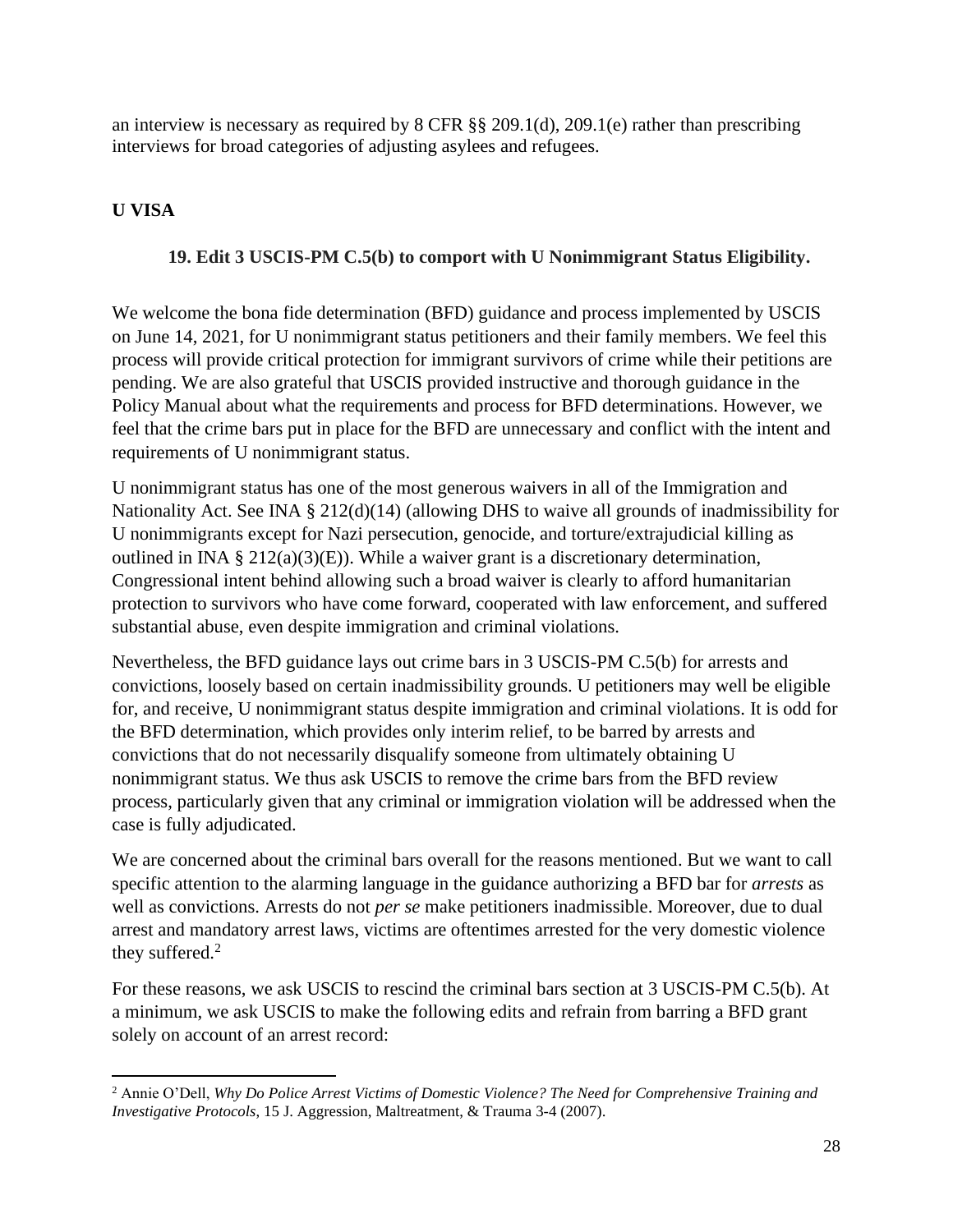an interview is necessary as required by 8 CFR §§ 209.1(d), 209.1(e) rather than prescribing interviews for broad categories of adjusting asylees and refugees.

## U VISA

### 19. Edit 3 USCIS-PM C.5(b) to comport with U Nonimmigrant Status Eligibility.

We welcome the bona fide determination (BFD) guidance and process implemented by USCIS on June 14, 2021, for U nonimmigrant status petitioners and their family members. We feel this process will provide critical protection for immigrant survivors of crime while their petitions are pending. We are also grateful that USCIS provided instructive and thorough guidance in the Policy Manual about what the requirements and process for BFD determinations. However, we feel that the crime bars put in place for the BFD are unnecessary and conflict with the intent and requirements of U nonimmigrant status.

U nonimmigrant status has one of the most generous waivers in all of the Immigration and Nationality Act. See INA § 212(d)(14) (allowing DHS to waive all grounds of inadmissibility for U nonimmigrants except for Nazi persecution, genocide, and torture/extrajudicial killing as outlined in INA § 212(a)(3)(E)). While a waiver grant is a discretionary determination, Congressional intent behind allowing such a broad waiver is clearly to afford humanitarian protection to survivors who have come forward, cooperated with law enforcement, and suffered substantial abuse, even despite immigration and criminal violations.

Nevertheless, the BFD guidance lays out crime bars in 3 USCIS-PM C.5(b) for arrests and convictions, loosely based on certain inadmissibility grounds. U petitioners may well be eligible for, and receive, U nonimmigrant status despite immigration and criminal violations. It is odd for the BFD determination, which provides only interim relief, to be barred by arrests and convictions that do not necessarily disqualify someone from ultimately obtaining U nonimmigrant status. We thus ask USCIS to remove the crime bars from the BFD review process, particularly given that any criminal or immigration violation will be addressed when the case is fully adjudicated.

We are concerned about the criminal bars overall for the reasons mentioned. But we want to call specific attention to the alarming language in the guidance authorizing a BFD bar for *arrests* as well as convictions. Arrests do not *per se* make petitioners inadmissible. Moreover, due to dual arrest and mandatory arrest laws, victims are oftentimes arrested for the very domestic violence they suffered.[2]

For these reasons, we ask USCIS to rescind the criminal bars section at 3 USCIS-PM C.5(b). At a minimum, we ask USCIS to make the following edits and refrain from barring a BFD grant solely on account of an arrest record:

[2] Annie O'Dell, *Why Do Police Arrest Victims of Domestic Violence? The Need for Comprehensive Training and Investigative Protocols*, 15 J. Aggression, Maltreatment, & Trauma 3-4 (2007).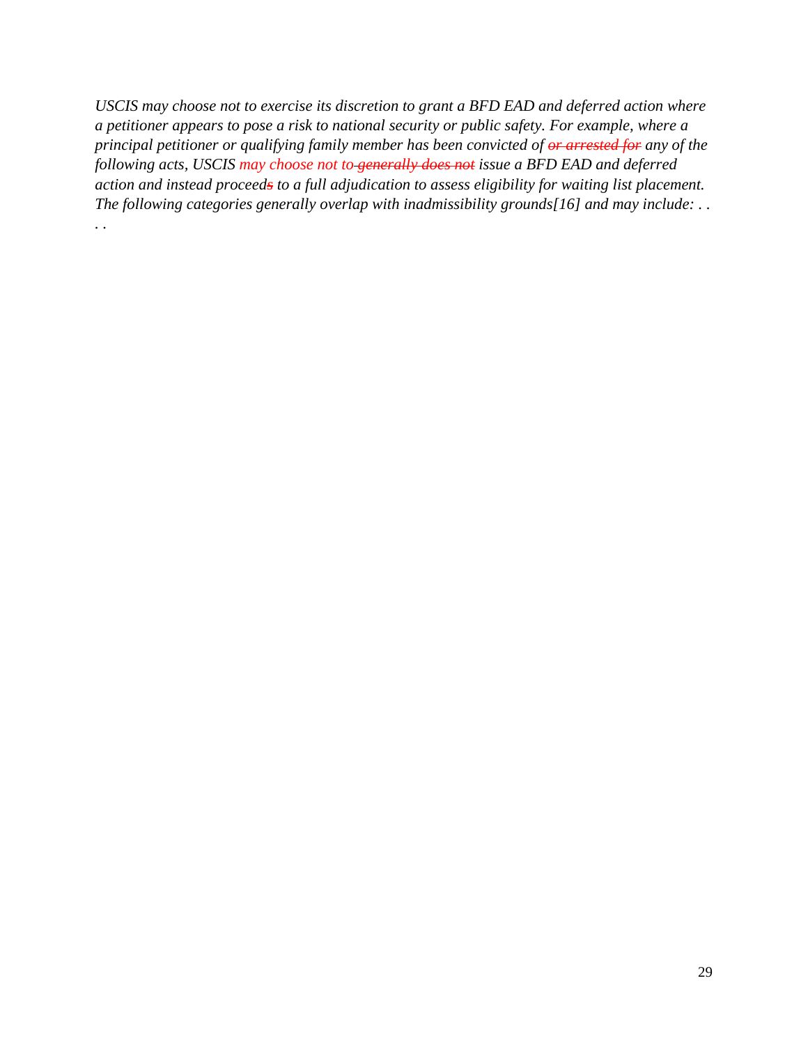*USCIS may choose not to exercise its discretion to grant a BFD EAD and deferred action where a petitioner appears to pose a risk to national security or public safety. For example, where a principal petitioner or qualifying family member has been convicted of ~~or arrested for~~ any of the following acts, USCIS may choose not to ~~generally does not~~ issue a BFD EAD and deferred action and instead proceed~~s~~ to a full adjudication to assess eligibility for waiting list placement. The following categories generally overlap with inadmissibility grounds[16] and may include: . . . .*